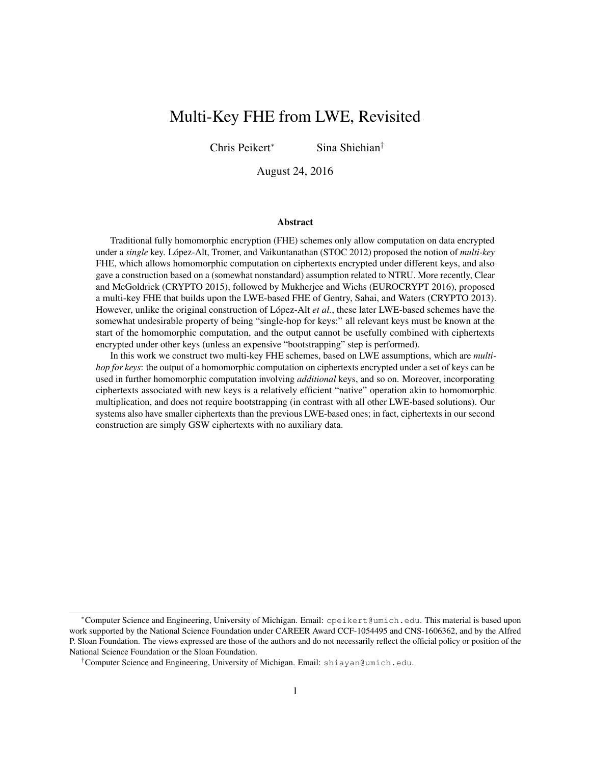# Multi-Key FHE from LWE, Revisited

Chris Peikert[*] Sina Shiehian[†]

August 24, 2016

## Abstract

Traditional fully homomorphic encryption (FHE) schemes only allow computation on data encrypted under a *single* key. López-Alt, Tromer, and Vaikuntanathan (STOC 2012) proposed the notion of *multi-key* FHE, which allows homomorphic computation on ciphertexts encrypted under different keys, and also gave a construction based on a (somewhat nonstandard) assumption related to NTRU. More recently, Clear and McGoldrick (CRYPTO 2015), followed by Mukherjee and Wichs (EUROCRYPT 2016), proposed a multi-key FHE that builds upon the LWE-based FHE of Gentry, Sahai, and Waters (CRYPTO 2013). However, unlike the original construction of López-Alt *et al.*, these later LWE-based schemes have the somewhat undesirable property of being "single-hop for keys:" all relevant keys must be known at the start of the homomorphic computation, and the output cannot be usefully combined with ciphertexts encrypted under other keys (unless an expensive "bootstrapping" step is performed).

In this work we construct two multi-key FHE schemes, based on LWE assumptions, which are *multi-hop for keys*: the output of a homomorphic computation on ciphertexts encrypted under a set of keys can be used in further homomorphic computation involving *additional* keys, and so on. Moreover, incorporating ciphertexts associated with new keys is a relatively efficient "native" operation akin to homomorphic multiplication, and does not require bootstrapping (in contrast with all other LWE-based solutions). Our systems also have smaller ciphertexts than the previous LWE-based ones; in fact, ciphertexts in our second construction are simply GSW ciphertexts with no auxiliary data.

---

[*] Computer Science and Engineering, University of Michigan. Email: cpeikert@umich.edu. This material is based upon work supported by the National Science Foundation under CAREER Award CCF-1054495 and CNS-1606362, and by the Alfred P. Sloan Foundation. The views expressed are those of the authors and do not necessarily reflect the official policy or position of the National Science Foundation or the Sloan Foundation.

[†] Computer Science and Engineering, University of Michigan. Email: shiayan@umich.edu.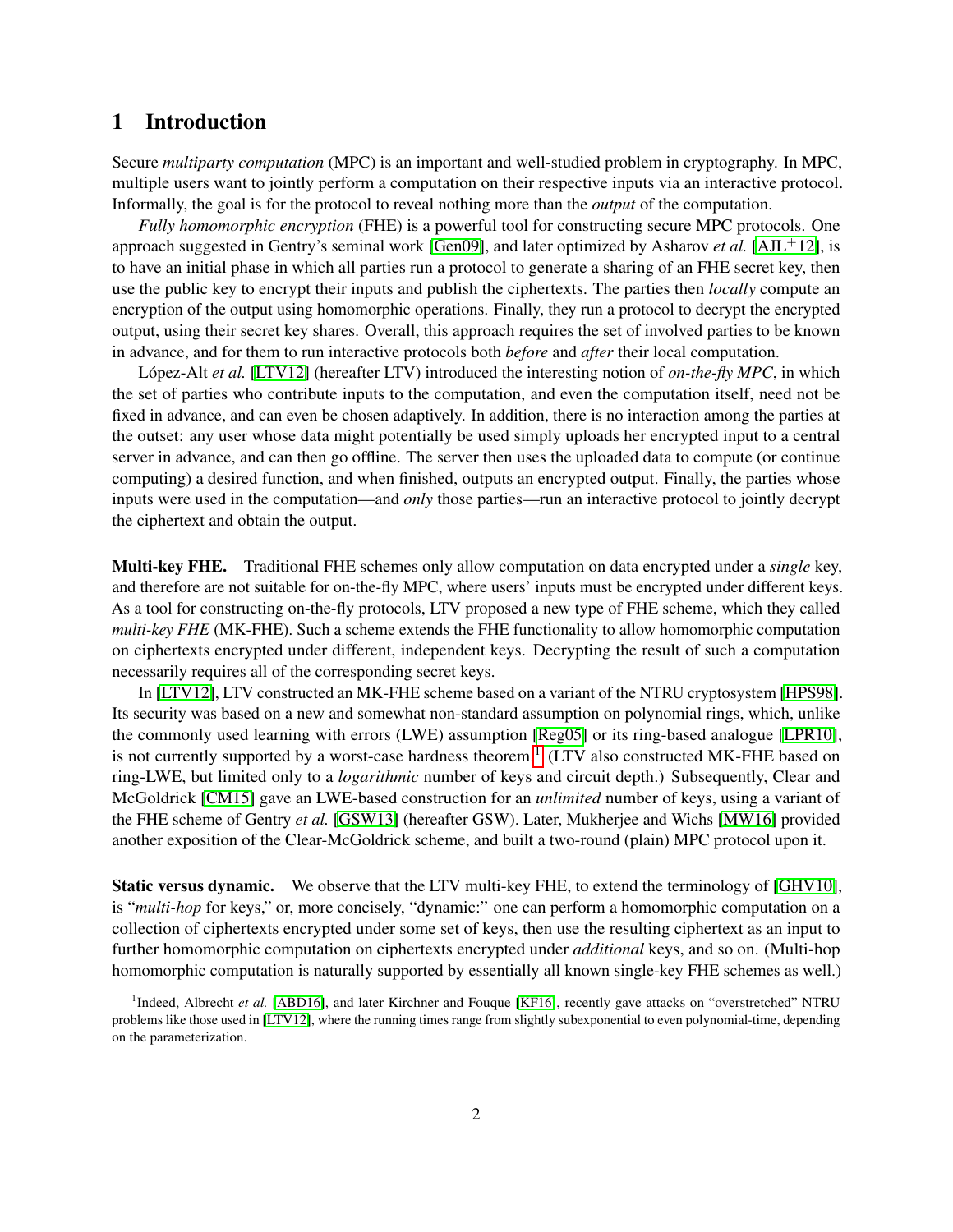# 1 Introduction

Secure *multiparty computation* (MPC) is an important and well-studied problem in cryptography. In MPC, multiple users want to jointly perform a computation on their respective inputs via an interactive protocol. Informally, the goal is for the protocol to reveal nothing more than the *output* of the computation.

*Fully homomorphic encryption* (FHE) is a powerful tool for constructing secure MPC protocols. One approach suggested in Gentry's seminal work [Gen09], and later optimized by Asharov *et al.* [AJL+12], is to have an initial phase in which all parties run a protocol to generate a sharing of an FHE secret key, then use the public key to encrypt their inputs and publish the ciphertexts. The parties then *locally* compute an encryption of the output using homomorphic operations. Finally, they run a protocol to decrypt the encrypted output, using their secret key shares. Overall, this approach requires the set of involved parties to be known in advance, and for them to run interactive protocols both *before* and *after* their local computation.

López-Alt *et al.* [LTV12] (hereafter LTV) introduced the interesting notion of *on-the-fly MPC*, in which the set of parties who contribute inputs to the computation, and even the computation itself, need not be fixed in advance, and can even be chosen adaptively. In addition, there is no interaction among the parties at the outset: any user whose data might potentially be used simply uploads her encrypted input to a central server in advance, and can then go offline. The server then uses the uploaded data to compute (or continue computing) a desired function, and when finished, outputs an encrypted output. Finally, the parties whose inputs were used in the computation—and *only* those parties—run an interactive protocol to jointly decrypt the ciphertext and obtain the output.

**Multi-key FHE.** Traditional FHE schemes only allow computation on data encrypted under a *single* key, and therefore are not suitable for on-the-fly MPC, where users' inputs must be encrypted under different keys. As a tool for constructing on-the-fly protocols, LTV proposed a new type of FHE scheme, which they called *multi-key FHE* (MK-FHE). Such a scheme extends the FHE functionality to allow homomorphic computation on ciphertexts encrypted under different, independent keys. Decrypting the result of such a computation necessarily requires all of the corresponding secret keys.

In [LTV12], LTV constructed an MK-FHE scheme based on a variant of the NTRU cryptosystem [HPS98]. Its security was based on a new and somewhat non-standard assumption on polynomial rings, which, unlike the commonly used learning with errors (LWE) assumption [Reg05] or its ring-based analogue [LPR10], is not currently supported by a worst-case hardness theorem.[1] (LTV also constructed MK-FHE based on ring-LWE, but limited only to a *logarithmic* number of keys and circuit depth.) Subsequently, Clear and McGoldrick [CM15] gave an LWE-based construction for an *unlimited* number of keys, using a variant of the FHE scheme of Gentry *et al.* [GSW13] (hereafter GSW). Later, Mukherjee and Wichs [MW16] provided another exposition of the Clear-McGoldrick scheme, and built a two-round (plain) MPC protocol upon it.

**Static versus dynamic.** We observe that the LTV multi-key FHE, to extend the terminology of [GHV10], is "*multi-hop* for keys," or, more concisely, "dynamic:" one can perform a homomorphic computation on a collection of ciphertexts encrypted under some set of keys, then use the resulting ciphertext as an input to further homomorphic computation on ciphertexts encrypted under *additional* keys, and so on. (Multi-hop homomorphic computation is naturally supported by essentially all known single-key FHE schemes as well.)

[1] Indeed, Albrecht *et al.* [ABD16], and later Kirchner and Fouque [KF16], recently gave attacks on "overstretched" NTRU problems like those used in [LTV12], where the running times range from slightly subexponential to even polynomial-time, depending on the parameterization.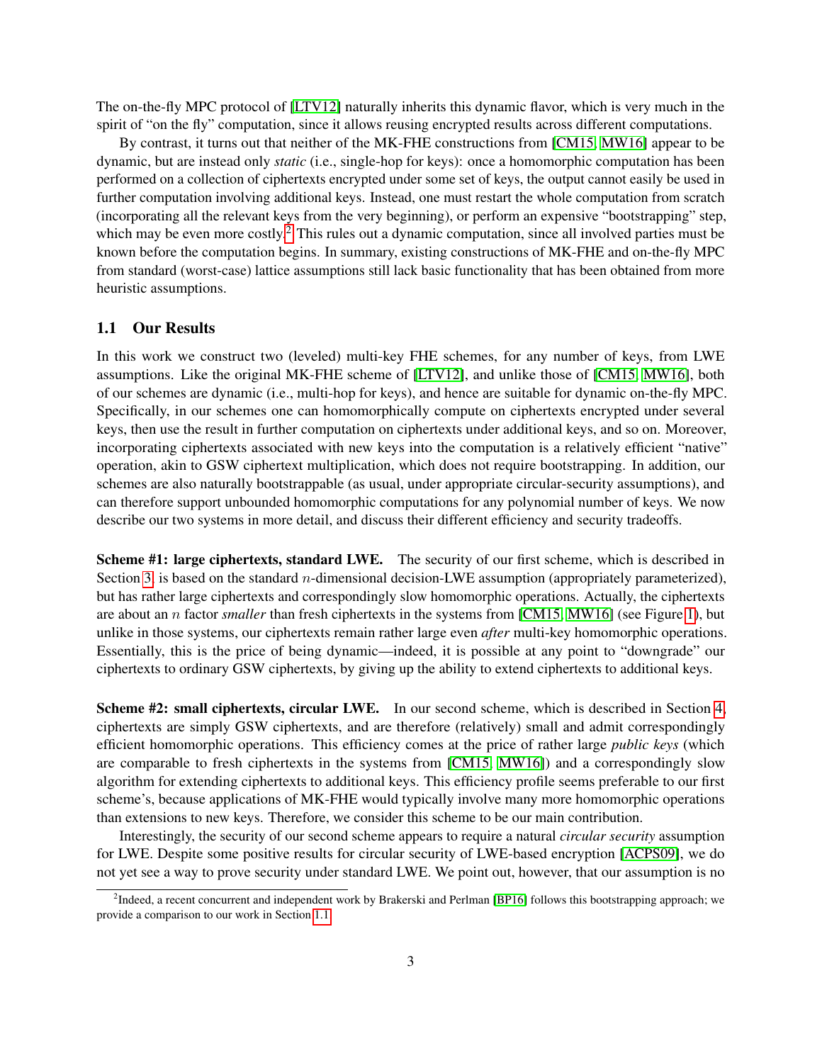The on-the-fly MPC protocol of [LTV12] naturally inherits this dynamic flavor, which is very much in the spirit of "on the fly" computation, since it allows reusing encrypted results across different computations.

By contrast, it turns out that neither of the MK-FHE constructions from [CM15, MW16] appear to be dynamic, but are instead only *static* (i.e., single-hop for keys): once a homomorphic computation has been performed on a collection of ciphertexts encrypted under some set of keys, the output cannot easily be used in further computation involving additional keys. Instead, one must restart the whole computation from scratch (incorporating all the relevant keys from the very beginning), or perform an expensive "bootstrapping" step, which may be even more costly.[2] This rules out a dynamic computation, since all involved parties must be known before the computation begins. In summary, existing constructions of MK-FHE and on-the-fly MPC from standard (worst-case) lattice assumptions still lack basic functionality that has been obtained from more heuristic assumptions.

## 1.1 Our Results

In this work we construct two (leveled) multi-key FHE schemes, for any number of keys, from LWE assumptions. Like the original MK-FHE scheme of [LTV12], and unlike those of [CM15, MW16], both of our schemes are dynamic (i.e., multi-hop for keys), and hence are suitable for dynamic on-the-fly MPC. Specifically, in our schemes one can homomorphically compute on ciphertexts encrypted under several keys, then use the result in further computation on ciphertexts under additional keys, and so on. Moreover, incorporating ciphertexts associated with new keys into the computation is a relatively efficient "native" operation, akin to GSW ciphertext multiplication, which does not require bootstrapping. In addition, our schemes are also naturally bootstrappable (as usual, under appropriate circular-security assumptions), and can therefore support unbounded homomorphic computations for any polynomial number of keys. We now describe our two systems in more detail, and discuss their different efficiency and security tradeoffs.

**Scheme #1: large ciphertexts, standard LWE.** The security of our first scheme, which is described in Section 3, is based on the standard $n$-dimensional decision-LWE assumption (appropriately parameterized), but has rather large ciphertexts and correspondingly slow homomorphic operations. Actually, the ciphertexts are about an $n$ factor *smaller* than fresh ciphertexts in the systems from [CM15, MW16] (see Figure 1), but unlike in those systems, our ciphertexts remain rather large even *after* multi-key homomorphic operations. Essentially, this is the price of being dynamic—indeed, it is possible at any point to "downgrade" our ciphertexts to ordinary GSW ciphertexts, by giving up the ability to extend ciphertexts to additional keys.

**Scheme #2: small ciphertexts, circular LWE.** In our second scheme, which is described in Section 4, ciphertexts are simply GSW ciphertexts, and are therefore (relatively) small and admit correspondingly efficient homomorphic operations. This efficiency comes at the price of rather large *public keys* (which are comparable to fresh ciphertexts in the systems from [CM15, MW16]) and a correspondingly slow algorithm for extending ciphertexts to additional keys. This efficiency profile seems preferable to our first scheme's, because applications of MK-FHE would typically involve many more homomorphic operations than extensions to new keys. Therefore, we consider this scheme to be our main contribution.

Interestingly, the security of our second scheme appears to require a natural *circular security* assumption for LWE. Despite some positive results for circular security of LWE-based encryption [ACPS09], we do not yet see a way to prove security under standard LWE. We point out, however, that our assumption is no

[2] Indeed, a recent concurrent and independent work by Brakerski and Perlman [BP16] follows this bootstrapping approach; we provide a comparison to our work in Section 1.1.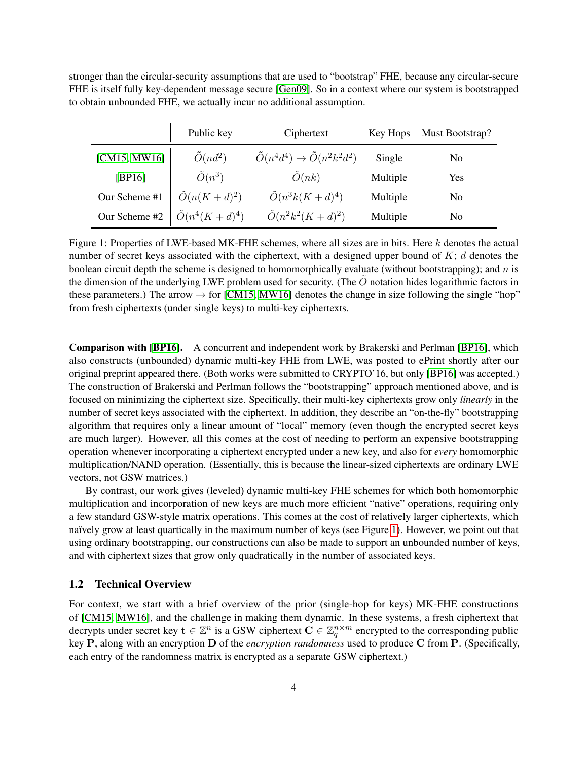stronger than the circular-security assumptions that are used to "bootstrap" FHE, because any circular-secure FHE is itself fully key-dependent message secure [Gen09]. So in a context where our system is bootstrapped to obtain unbounded FHE, we actually incur no additional assumption.

| | Public key | Ciphertext | Key Hops | Must Bootstrap? |
|---|---|---|---|---|
| [CM15, MW16] | $\tilde{O}(nd^2)$ | $\tilde{O}(n^4d^4) \to \tilde{O}(n^2k^2d^2)$ | Single | No |
| [BP16] | $\tilde{O}(n^3)$ | $\tilde{O}(nk)$ | Multiple | Yes |
| Our Scheme #1 | $\tilde{O}(n(K+d)^2)$ | $\tilde{O}(n^3k(K+d)^4)$ | Multiple | No |
| Our Scheme #2 | $\tilde{O}(n^4(K+d)^4)$ | $\tilde{O}(n^2k^2(K+d)^2)$ | Multiple | No |

Figure 1: Properties of LWE-based MK-FHE schemes, where all sizes are in bits. Here $k$ denotes the actual number of secret keys associated with the ciphertext, with a designed upper bound of $K$; $d$ denotes the boolean circuit depth the scheme is designed to homomorphically evaluate (without bootstrapping); and $n$ is the dimension of the underlying LWE problem used for security. (The $\tilde{O}$ notation hides logarithmic factors in these parameters.) The arrow $\to$ for [CM15, MW16] denotes the change in size following the single "hop" from fresh ciphertexts (under single keys) to multi-key ciphertexts.

**Comparison with [BP16].** A concurrent and independent work by Brakerski and Perlman [BP16], which also constructs (unbounded) dynamic multi-key FHE from LWE, was posted to ePrint shortly after our original preprint appeared there. (Both works were submitted to CRYPTO'16, but only [BP16] was accepted.) The construction of Brakerski and Perlman follows the "bootstrapping" approach mentioned above, and is focused on minimizing the ciphertext size. Specifically, their multi-key ciphertexts grow only *linearly* in the number of secret keys associated with the ciphertext. In addition, they describe an "on-the-fly" bootstrapping algorithm that requires only a linear amount of "local" memory (even though the encrypted secret keys are much larger). However, all this comes at the cost of needing to perform an expensive bootstrapping operation whenever incorporating a ciphertext encrypted under a new key, and also for *every* homomorphic multiplication/NAND operation. (Essentially, this is because the linear-sized ciphertexts are ordinary LWE vectors, not GSW matrices.)

By contrast, our work gives (leveled) dynamic multi-key FHE schemes for which both homomorphic multiplication and incorporation of new keys are much more efficient "native" operations, requiring only a few standard GSW-style matrix operations. This comes at the cost of relatively larger ciphertexts, which naïvely grow at least quartically in the maximum number of keys (see Figure 1). However, we point out that using ordinary bootstrapping, our constructions can also be made to support an unbounded number of keys, and with ciphertext sizes that grow only quadratically in the number of associated keys.

## 1.2 Technical Overview

For context, we start with a brief overview of the prior (single-hop for keys) MK-FHE constructions of [CM15, MW16], and the challenge in making them dynamic. In these systems, a fresh ciphertext that decrypts under secret key $\mathbf{t} \in \mathbb{Z}^n$ is a GSW ciphertext $\mathbf{C} \in \mathbb{Z}_q^{n \times m}$ encrypted to the corresponding public key $\mathbf{P}$, along with an encryption $\mathbf{D}$ of the *encryption randomness* used to produce $\mathbf{C}$ from $\mathbf{P}$. (Specifically, each entry of the randomness matrix is encrypted as a separate GSW ciphertext.)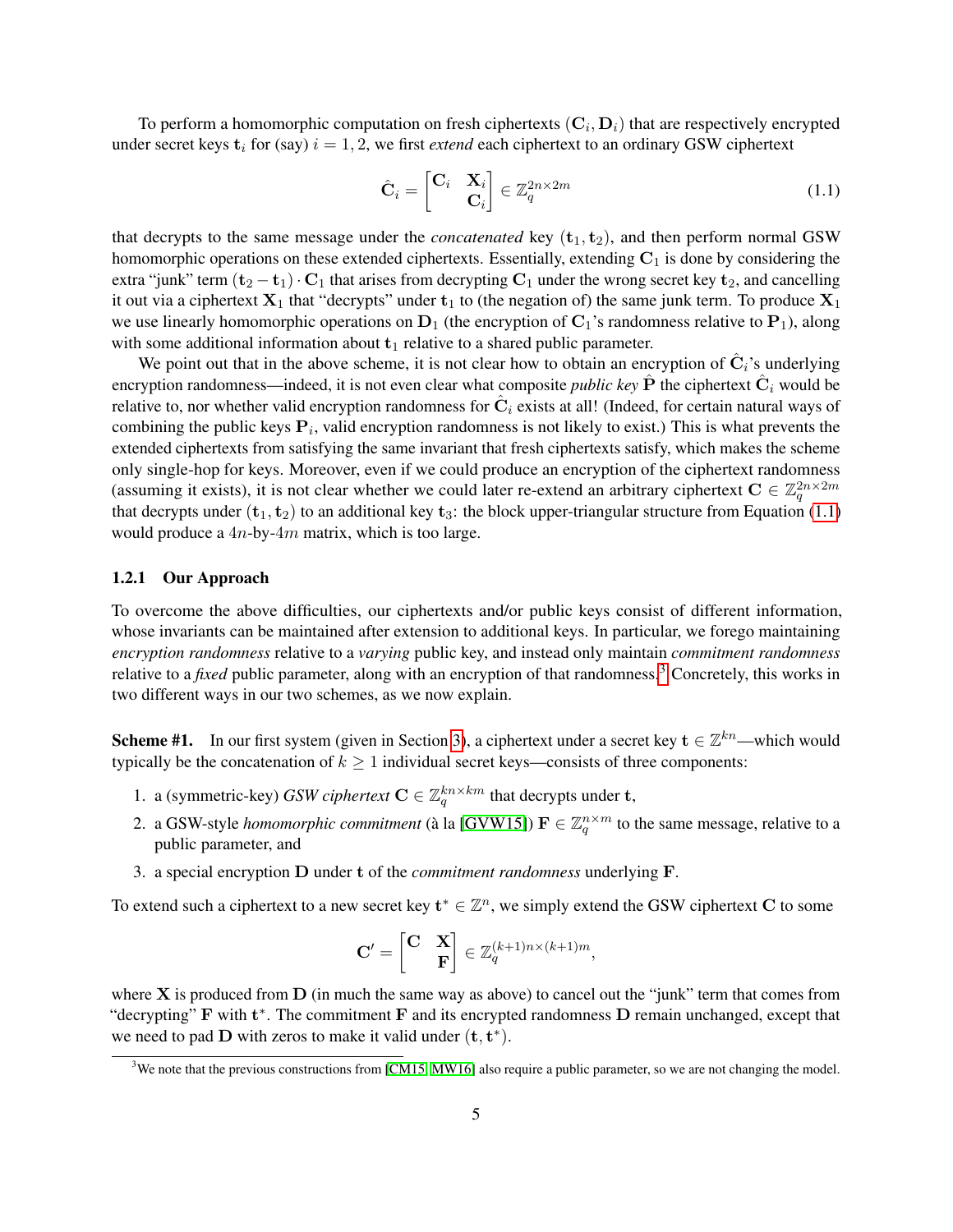To perform a homomorphic computation on fresh ciphertexts $(\mathbf{C}_i, \mathbf{D}_i)$ that are respectively encrypted under secret keys $\mathbf{t}_i$ for (say) $i = 1, 2$, we first *extend* each ciphertext to an ordinary GSW ciphertext

$$\hat{\mathbf{C}}_i = \begin{bmatrix} \mathbf{C}_i & \mathbf{X}_i \\ & \mathbf{C}_i \end{bmatrix} \in \mathbb{Z}_q^{2n \times 2m} \tag{1.1}$$

that decrypts to the same message under the *concatenated* key $(\mathbf{t}_1, \mathbf{t}_2)$, and then perform normal GSW homomorphic operations on these extended ciphertexts. Essentially, extending $\mathbf{C}_1$ is done by considering the extra "junk" term $(\mathbf{t}_2 - \mathbf{t}_1) \cdot \mathbf{C}_1$ that arises from decrypting $\mathbf{C}_1$ under the wrong secret key $\mathbf{t}_2$, and cancelling it out via a ciphertext $\mathbf{X}_1$ that "decrypts" under $\mathbf{t}_1$ to (the negation of) the same junk term. To produce $\mathbf{X}_1$ we use linearly homomorphic operations on $\mathbf{D}_1$ (the encryption of $\mathbf{C}_1$'s randomness relative to $\mathbf{P}_1$), along with some additional information about $\mathbf{t}_1$ relative to a shared public parameter.

We point out that in the above scheme, it is not clear how to obtain an encryption of $\hat{\mathbf{C}}_i$'s underlying encryption randomness—indeed, it is not even clear what composite *public key* $\hat{\mathbf{P}}$ the ciphertext $\hat{\mathbf{C}}_i$ would be relative to, nor whether valid encryption randomness for $\hat{\mathbf{C}}_i$ exists at all! (Indeed, for certain natural ways of combining the public keys $\mathbf{P}_i$, valid encryption randomness is not likely to exist.) This is what prevents the extended ciphertexts from satisfying the same invariant that fresh ciphertexts satisfy, which makes the scheme only single-hop for keys. Moreover, even if we could produce an encryption of the ciphertext randomness (assuming it exists), it is not clear whether we could later re-extend an arbitrary ciphertext $\mathbf{C} \in \mathbb{Z}_q^{2n \times 2m}$ that decrypts under $(\mathbf{t}_1, \mathbf{t}_2)$ to an additional key $\mathbf{t}_3$: the block upper-triangular structure from Equation (1.1) would produce a $4n$-by-$4m$ matrix, which is too large.

### 1.2.1 Our Approach

To overcome the above difficulties, our ciphertexts and/or public keys consist of different information, whose invariants can be maintained after extension to additional keys. In particular, we forego maintaining *encryption randomness* relative to a *varying* public key, and instead only maintain *commitment randomness* relative to a *fixed* public parameter, along with an encryption of that randomness.[3] Concretely, this works in two different ways in our two schemes, as we now explain.

**Scheme #1.** In our first system (given in Section 3), a ciphertext under a secret key $\mathbf{t} \in \mathbb{Z}^{kn}$—which would typically be the concatenation of $k \geq 1$ individual secret keys—consists of three components:

1. a (symmetric-key) *GSW ciphertext* $\mathbf{C} \in \mathbb{Z}_q^{kn \times km}$ that decrypts under $\mathbf{t}$,
2. a GSW-style *homomorphic commitment* (à la [GVW15]) $\mathbf{F} \in \mathbb{Z}_q^{n \times m}$ to the same message, relative to a public parameter, and
3. a special encryption $\mathbf{D}$ under $\mathbf{t}$ of the *commitment randomness* underlying $\mathbf{F}$.

To extend such a ciphertext to a new secret key $\mathbf{t}^* \in \mathbb{Z}^n$, we simply extend the GSW ciphertext $\mathbf{C}$ to some

$$\mathbf{C}' = \begin{bmatrix} \mathbf{C} & \mathbf{X} \\ & \mathbf{F} \end{bmatrix} \in \mathbb{Z}_q^{(k+1)n \times (k+1)m},$$

where $\mathbf{X}$ is produced from $\mathbf{D}$ (in much the same way as above) to cancel out the "junk" term that comes from "decrypting" $\mathbf{F}$ with $\mathbf{t}^*$. The commitment $\mathbf{F}$ and its encrypted randomness $\mathbf{D}$ remain unchanged, except that we need to pad $\mathbf{D}$ with zeros to make it valid under $(\mathbf{t}, \mathbf{t}^*)$.

[3] We note that the previous constructions from [CM15, MW16] also require a public parameter, so we are not changing the model.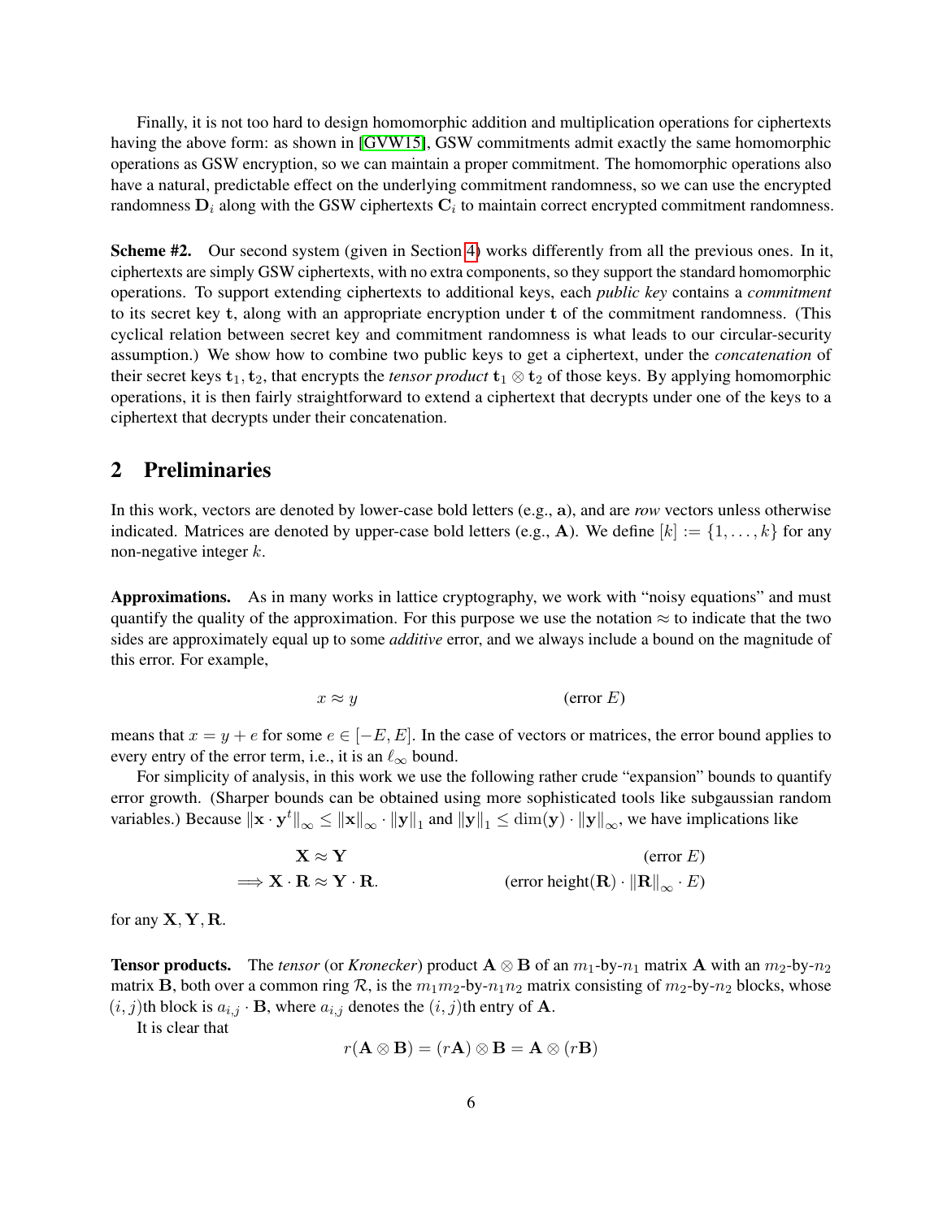Finally, it is not too hard to design homomorphic addition and multiplication operations for ciphertexts having the above form: as shown in [GVW15], GSW commitments admit exactly the same homomorphic operations as GSW encryption, so we can maintain a proper commitment. The homomorphic operations also have a natural, predictable effect on the underlying commitment randomness, so we can use the encrypted randomness $\mathbf{D}_i$ along with the GSW ciphertexts $\mathbf{C}_i$ to maintain correct encrypted commitment randomness.

**Scheme #2.** Our second system (given in Section 4) works differently from all the previous ones. In it, ciphertexts are simply GSW ciphertexts, with no extra components, so they support the standard homomorphic operations. To support extending ciphertexts to additional keys, each *public key* contains a *commitment* to its secret key $\mathbf{t}$, along with an appropriate encryption under $\mathbf{t}$ of the commitment randomness. (This cyclical relation between secret key and commitment randomness is what leads to our circular-security assumption.) We show how to combine two public keys to get a ciphertext, under the *concatenation* of their secret keys $\mathbf{t}_1, \mathbf{t}_2$, that encrypts the *tensor product* $\mathbf{t}_1 \otimes \mathbf{t}_2$ of those keys. By applying homomorphic operations, it is then fairly straightforward to extend a ciphertext that decrypts under one of the keys to a ciphertext that decrypts under their concatenation.

## 2 Preliminaries

In this work, vectors are denoted by lower-case bold letters (e.g., $\mathbf{a}$), and are *row* vectors unless otherwise indicated. Matrices are denoted by upper-case bold letters (e.g., $\mathbf{A}$). We define $[k] := \{1, \ldots, k\}$ for any non-negative integer $k$.

**Approximations.** As in many works in lattice cryptography, we work with "noisy equations" and must quantify the quality of the approximation. For this purpose we use the notation $\approx$ to indicate that the two sides are approximately equal up to some *additive* error, and we always include a bound on the magnitude of this error. For example,

$$x \approx y \qquad\qquad \text{(error } E\text{)}$$

means that $x = y + e$ for some $e \in [-E, E]$. In the case of vectors or matrices, the error bound applies to every entry of the error term, i.e., it is an $\ell_\infty$ bound.

For simplicity of analysis, in this work we use the following rather crude "expansion" bounds to quantify error growth. (Sharper bounds can be obtained using more sophisticated tools like subgaussian random variables.) Because $\|\mathbf{x} \cdot \mathbf{y}^t\|_\infty \leq \|\mathbf{x}\|_\infty \cdot \|\mathbf{y}\|_1$ and $\|\mathbf{y}\|_1 \leq \dim(\mathbf{y}) \cdot \|\mathbf{y}\|_\infty$, we have implications like

$$\begin{aligned} &\mathbf{X} \approx \mathbf{Y} && \text{(error } E\text{)} \\ \implies &\mathbf{X} \cdot \mathbf{R} \approx \mathbf{Y} \cdot \mathbf{R}. && \text{(error height}(\mathbf{R}) \cdot \|\mathbf{R}\|_\infty \cdot E\text{)} \end{aligned}$$

for any $\mathbf{X}, \mathbf{Y}, \mathbf{R}$.

**Tensor products.** The *tensor* (or *Kronecker*) product $\mathbf{A} \otimes \mathbf{B}$ of an $m_1$-by-$n_1$ matrix $\mathbf{A}$ with an $m_2$-by-$n_2$ matrix $\mathbf{B}$, both over a common ring $\mathcal{R}$, is the $m_1 m_2$-by-$n_1 n_2$ matrix consisting of $m_2$-by-$n_2$ blocks, whose $(i, j)$th block is $a_{i,j} \cdot \mathbf{B}$, where $a_{i,j}$ denotes the $(i, j)$th entry of $\mathbf{A}$.

It is clear that

$$r(\mathbf{A} \otimes \mathbf{B}) = (r\mathbf{A}) \otimes \mathbf{B} = \mathbf{A} \otimes (r\mathbf{B})$$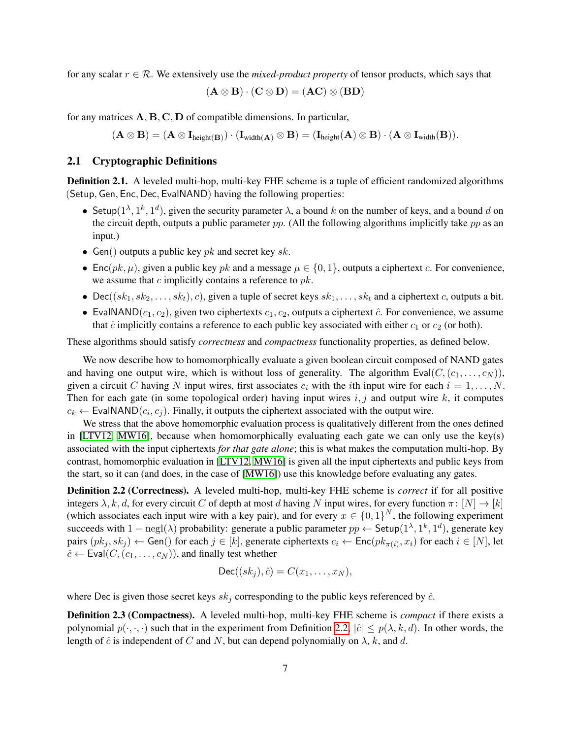for any scalar $r \in \mathcal{R}$. We extensively use the *mixed-product property* of tensor products, which says that

$$(\mathbf{A} \otimes \mathbf{B}) \cdot (\mathbf{C} \otimes \mathbf{D}) = (\mathbf{AC}) \otimes (\mathbf{BD})$$

for any matrices $\mathbf{A}, \mathbf{B}, \mathbf{C}, \mathbf{D}$ of compatible dimensions. In particular,

$$(\mathbf{A} \otimes \mathbf{B}) = (\mathbf{A} \otimes \mathbf{I}_{\text{height}(\mathbf{B})}) \cdot (\mathbf{I}_{\text{width}(\mathbf{A})} \otimes \mathbf{B}) = (\mathbf{I}_{\text{height}}(\mathbf{A}) \otimes \mathbf{B}) \cdot (\mathbf{A} \otimes \mathbf{I}_{\text{width}}(\mathbf{B})).$$

## 2.1 Cryptographic Definitions

**Definition 2.1.** A leveled multi-hop, multi-key FHE scheme is a tuple of efficient randomized algorithms $(\mathsf{Setup}, \mathsf{Gen}, \mathsf{Enc}, \mathsf{Dec}, \mathsf{EvalNAND})$ having the following properties:

- $\mathsf{Setup}(1^\lambda, 1^k, 1^d)$, given the security parameter $\lambda$, a bound $k$ on the number of keys, and a bound $d$ on the circuit depth, outputs a public parameter $pp$. (All the following algorithms implicitly take $pp$ as an input.)
- $\mathsf{Gen}()$ outputs a public key $pk$ and secret key $sk$.
- $\mathsf{Enc}(pk, \mu)$, given a public key $pk$ and a message $\mu \in \{0, 1\}$, outputs a ciphertext $c$. For convenience, we assume that $c$ implicitly contains a reference to $pk$.
- $\mathsf{Dec}((sk_1, sk_2, \dots, sk_t), c)$, given a tuple of secret keys $sk_1, \dots, sk_t$ and a ciphertext $c$, outputs a bit.
- $\mathsf{EvalNAND}(c_1, c_2)$, given two ciphertexts $c_1, c_2$, outputs a ciphertext $\hat{c}$. For convenience, we assume that $\hat{c}$ implicitly contains a reference to each public key associated with either $c_1$ or $c_2$ (or both).

These algorithms should satisfy *correctness* and *compactness* functionality properties, as defined below.

We now describe how to homomorphically evaluate a given boolean circuit composed of NAND gates and having one output wire, which is without loss of generality. The algorithm $\mathsf{Eval}(C, (c_1, \dots, c_N))$, given a circuit $C$ having $N$ input wires, first associates $c_i$ with the $i$th input wire for each $i = 1, \dots, N$. Then for each gate (in some topological order) having input wires $i, j$ and output wire $k$, it computes $c_k \leftarrow \mathsf{EvalNAND}(c_i, c_j)$. Finally, it outputs the ciphertext associated with the output wire.

We stress that the above homomorphic evaluation process is qualitatively different from the ones defined in [LTV12, MW16], because when homomorphically evaluating each gate we can only use the key(s) associated with the input ciphertexts *for that gate alone*; this is what makes the computation multi-hop. By contrast, homomorphic evaluation in [LTV12, MW16] is given all the input ciphertexts and public keys from the start, so it can (and does, in the case of [MW16]) use this knowledge before evaluating any gates.

**Definition 2.2 (Correctness).** A leveled multi-hop, multi-key FHE scheme is *correct* if for all positive integers $\lambda, k, d$, for every circuit $C$ of depth at most $d$ having $N$ input wires, for every function $\pi \colon [N] \to [k]$ (which associates each input wire with a key pair), and for every $x \in \{0, 1\}^N$, the following experiment succeeds with $1 - \text{negl}(\lambda)$ probability: generate a public parameter $pp \leftarrow \mathsf{Setup}(1^\lambda, 1^k, 1^d)$, generate key pairs $(pk_j, sk_j) \leftarrow \mathsf{Gen}()$ for each $j \in [k]$, generate ciphertexts $c_i \leftarrow \mathsf{Enc}(pk_{\pi(i)}, x_i)$ for each $i \in [N]$, let $\hat{c} \leftarrow \mathsf{Eval}(C, (c_1, \dots, c_N))$, and finally test whether

$$\mathsf{Dec}((sk_j), \hat{c}) = C(x_1, \dots, x_N),$$

where $\mathsf{Dec}$ is given those secret keys $sk_j$ corresponding to the public keys referenced by $\hat{c}$.

**Definition 2.3 (Compactness).** A leveled multi-hop, multi-key FHE scheme is *compact* if there exists a polynomial $p(\cdot, \cdot, \cdot)$ such that in the experiment from Definition 2.2, $|\hat{c}| \leq p(\lambda, k, d)$. In other words, the length of $\hat{c}$ is independent of $C$ and $N$, but can depend polynomially on $\lambda$, $k$, and $d$.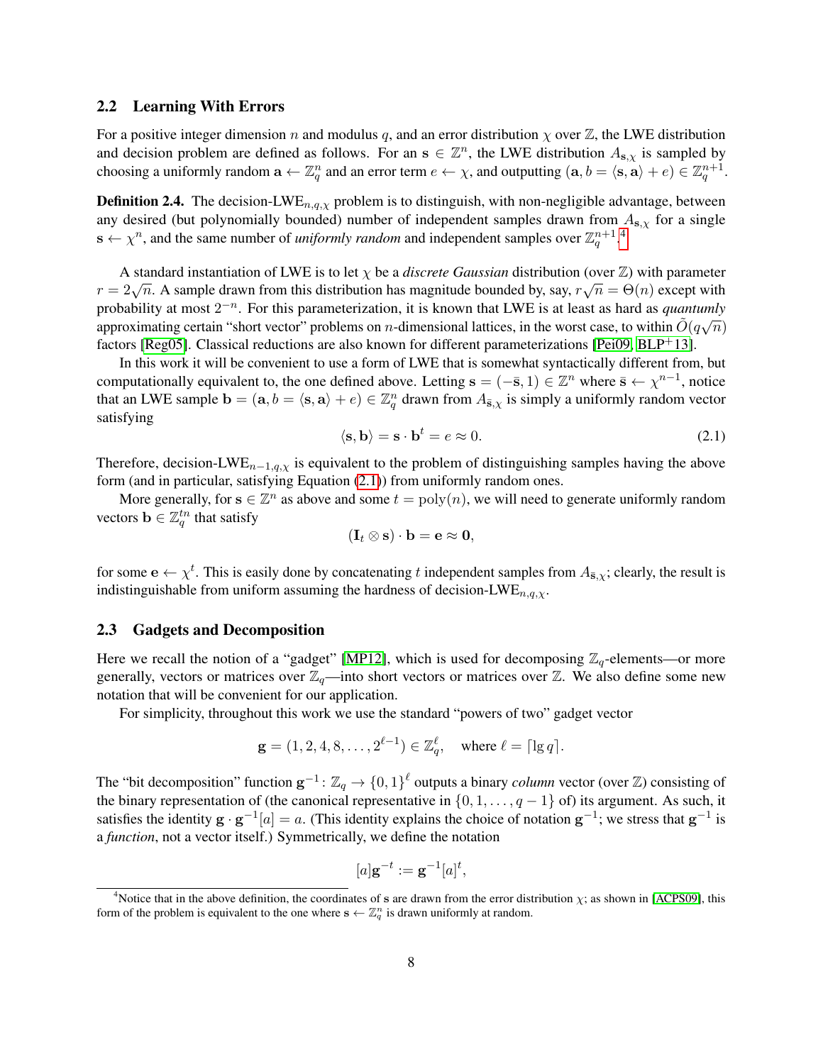## 2.2 Learning With Errors

For a positive integer dimension $n$ and modulus $q$, and an error distribution $\chi$ over $\mathbb{Z}$, the LWE distribution and decision problem are defined as follows. For an $\mathbf{s} \in \mathbb{Z}^n$, the LWE distribution $A_{\mathbf{s},\chi}$ is sampled by choosing a uniformly random $\mathbf{a} \leftarrow \mathbb{Z}_q^n$ and an error term $e \leftarrow \chi$, and outputting $(\mathbf{a}, b = \langle \mathbf{s}, \mathbf{a} \rangle + e) \in \mathbb{Z}_q^{n+1}$.

**Definition 2.4.** The decision-LWE$_{n,q,\chi}$ problem is to distinguish, with non-negligible advantage, between any desired (but polynomially bounded) number of independent samples drawn from $A_{\mathbf{s},\chi}$ for a single $\mathbf{s} \leftarrow \chi^n$, and the same number of *uniformly random* and independent samples over $\mathbb{Z}_q^{n+1}$.[4]

A standard instantiation of LWE is to let $\chi$ be a *discrete Gaussian* distribution (over $\mathbb{Z}$) with parameter $r = 2\sqrt{n}$. A sample drawn from this distribution has magnitude bounded by, say, $r\sqrt{n} = \Theta(n)$ except with probability at most $2^{-n}$. For this parameterization, it is known that LWE is at least as hard as *quantumly* approximating certain "short vector" problems on $n$-dimensional lattices, in the worst case, to within $\tilde{O}(q\sqrt{n})$ factors [Reg05]. Classical reductions are also known for different parameterizations [Pei09, BLP+13].

In this work it will be convenient to use a form of LWE that is somewhat syntactically different from, but computationally equivalent to, the one defined above. Letting $\mathbf{s} = (-\bar{\mathbf{s}}, 1) \in \mathbb{Z}^n$ where $\bar{\mathbf{s}} \leftarrow \chi^{n-1}$, notice that an LWE sample $\mathbf{b} = (\mathbf{a}, b = \langle \mathbf{s}, \mathbf{a} \rangle + e) \in \mathbb{Z}_q^n$ drawn from $A_{\bar{\mathbf{s}},\chi}$ is simply a uniformly random vector satisfying

$$\langle \mathbf{s}, \mathbf{b} \rangle = \mathbf{s} \cdot \mathbf{b}^t = e \approx 0. \tag{2.1}$$

Therefore, decision-LWE$_{n-1,q,\chi}$ is equivalent to the problem of distinguishing samples having the above form (and in particular, satisfying Equation (2.1)) from uniformly random ones.

More generally, for $\mathbf{s} \in \mathbb{Z}^n$ as above and some $t = \mathrm{poly}(n)$, we will need to generate uniformly random vectors $\mathbf{b} \in \mathbb{Z}_q^{tn}$ that satisfy

$$(\mathbf{I}_t \otimes \mathbf{s}) \cdot \mathbf{b} = \mathbf{e} \approx \mathbf{0},$$

for some $\mathbf{e} \leftarrow \chi^t$. This is easily done by concatenating $t$ independent samples from $A_{\bar{\mathbf{s}},\chi}$; clearly, the result is indistinguishable from uniform assuming the hardness of decision-LWE$_{n,q,\chi}$.

## 2.3 Gadgets and Decomposition

Here we recall the notion of a "gadget" [MP12], which is used for decomposing $\mathbb{Z}_q$-elements—or more generally, vectors or matrices over $\mathbb{Z}_q$—into short vectors or matrices over $\mathbb{Z}$. We also define some new notation that will be convenient for our application.

For simplicity, throughout this work we use the standard "powers of two" gadget vector

$$\mathbf{g} = (1, 2, 4, 8, \ldots, 2^{\ell-1}) \in \mathbb{Z}_q^{\ell}, \quad \text{where } \ell = \lceil \lg q \rceil.$$

The "bit decomposition" function $\mathbf{g}^{-1} \colon \mathbb{Z}_q \to \{0,1\}^{\ell}$ outputs a binary *column* vector (over $\mathbb{Z}$) consisting of the binary representation of (the canonical representative in $\{0, 1, \ldots, q-1\}$ of) its argument. As such, it satisfies the identity $\mathbf{g} \cdot \mathbf{g}^{-1}[a] = a$. (This identity explains the choice of notation $\mathbf{g}^{-1}$; we stress that $\mathbf{g}^{-1}$ is a *function*, not a vector itself.) Symmetrically, we define the notation

$$[a]\mathbf{g}^{-t} := \mathbf{g}^{-1}[a]^t,$$

---

[4] Notice that in the above definition, the coordinates of $\mathbf{s}$ are drawn from the error distribution $\chi$; as shown in [ACPS09], this form of the problem is equivalent to the one where $\mathbf{s} \leftarrow \mathbb{Z}_q^n$ is drawn uniformly at random.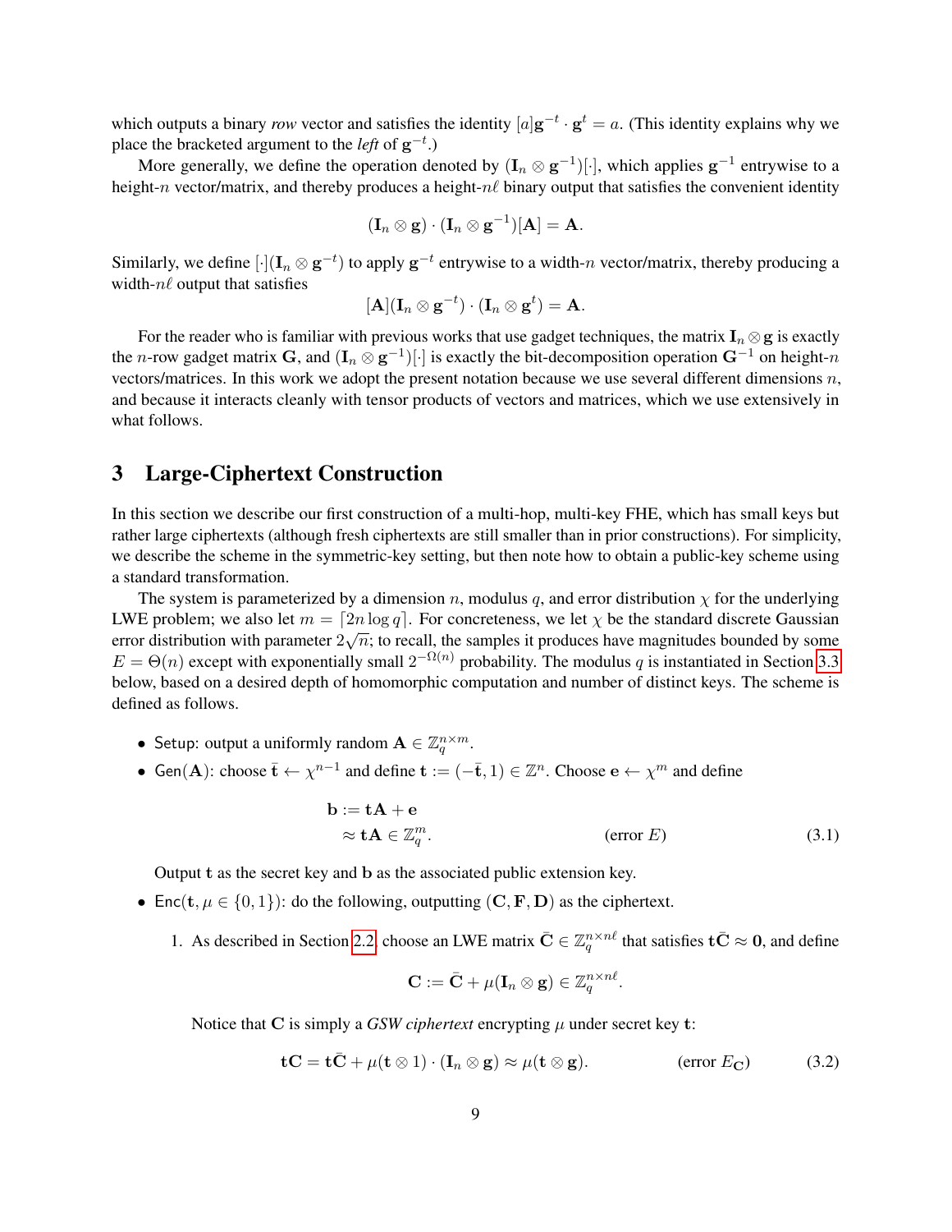which outputs a binary *row* vector and satisfies the identity $[a]\mathbf{g}^{-t} \cdot \mathbf{g}^t = a$. (This identity explains why we place the bracketed argument to the *left* of $\mathbf{g}^{-t}$.)

More generally, we define the operation denoted by $(\mathbf{I}_n \otimes \mathbf{g}^{-1})[\cdot]$, which applies $\mathbf{g}^{-1}$ entrywise to a height-$n$ vector/matrix, and thereby produces a height-$n\ell$ binary output that satisfies the convenient identity

$$(\mathbf{I}_n \otimes \mathbf{g}) \cdot (\mathbf{I}_n \otimes \mathbf{g}^{-1})[\mathbf{A}] = \mathbf{A}.$$

Similarly, we define $[\cdot](\mathbf{I}_n \otimes \mathbf{g}^{-t})$ to apply $\mathbf{g}^{-t}$ entrywise to a width-$n$ vector/matrix, thereby producing a width-$n\ell$ output that satisfies

$$[\mathbf{A}](\mathbf{I}_n \otimes \mathbf{g}^{-t}) \cdot (\mathbf{I}_n \otimes \mathbf{g}^t) = \mathbf{A}.$$

For the reader who is familiar with previous works that use gadget techniques, the matrix $\mathbf{I}_n \otimes \mathbf{g}$ is exactly the $n$-row gadget matrix $\mathbf{G}$, and $(\mathbf{I}_n \otimes \mathbf{g}^{-1})[\cdot]$ is exactly the bit-decomposition operation $\mathbf{G}^{-1}$ on height-$n$ vectors/matrices. In this work we adopt the present notation because we use several different dimensions $n$, and because it interacts cleanly with tensor products of vectors and matrices, which we use extensively in what follows.

# 3 Large-Ciphertext Construction

In this section we describe our first construction of a multi-hop, multi-key FHE, which has small keys but rather large ciphertexts (although fresh ciphertexts are still smaller than in prior constructions). For simplicity, we describe the scheme in the symmetric-key setting, but then note how to obtain a public-key scheme using a standard transformation.

The system is parameterized by a dimension $n$, modulus $q$, and error distribution $\chi$ for the underlying LWE problem; we also let $m = \lceil 2n \log q \rceil$. For concreteness, we let $\chi$ be the standard discrete Gaussian error distribution with parameter $2\sqrt{n}$; to recall, the samples it produces have magnitudes bounded by some $E = \Theta(n)$ except with exponentially small $2^{-\Omega(n)}$ probability. The modulus $q$ is instantiated in Section 3.3 below, based on a desired depth of homomorphic computation and number of distinct keys. The scheme is defined as follows.

- $\mathsf{Setup}$: output a uniformly random $\mathbf{A} \in \mathbb{Z}_q^{n \times m}$.
- $\mathsf{Gen}(\mathbf{A})$: choose $\bar{\mathbf{t}} \leftarrow \chi^{n-1}$ and define $\mathbf{t} := (-\bar{\mathbf{t}}, 1) \in \mathbb{Z}^n$. Choose $\mathbf{e} \leftarrow \chi^m$ and define

$$\begin{aligned} \mathbf{b} &:= \mathbf{t}\mathbf{A} + \mathbf{e} \\ &\approx \mathbf{t}\mathbf{A} \in \mathbb{Z}_q^m. \qquad \text{(error } E\text{)} \qquad (3.1) \end{aligned}$$

  Output $\mathbf{t}$ as the secret key and $\mathbf{b}$ as the associated public extension key.

- $\mathsf{Enc}(\mathbf{t}, \mu \in \{0,1\})$: do the following, outputting $(\mathbf{C}, \mathbf{F}, \mathbf{D})$ as the ciphertext.

  1. As described in Section 2.2, choose an LWE matrix $\bar{\mathbf{C}} \in \mathbb{Z}_q^{n \times n\ell}$ that satisfies $\mathbf{t}\bar{\mathbf{C}} \approx \mathbf{0}$, and define

  $$\mathbf{C} := \bar{\mathbf{C}} + \mu(\mathbf{I}_n \otimes \mathbf{g}) \in \mathbb{Z}_q^{n \times n\ell}.$$

  Notice that $\mathbf{C}$ is simply a *GSW ciphertext* encrypting $\mu$ under secret key $\mathbf{t}$:

  $$\mathbf{t}\mathbf{C} = \mathbf{t}\bar{\mathbf{C}} + \mu(\mathbf{t} \otimes 1) \cdot (\mathbf{I}_n \otimes \mathbf{g}) \approx \mu(\mathbf{t} \otimes \mathbf{g}). \qquad \text{(error } E_{\mathbf{C}}\text{)} \qquad (3.2)$$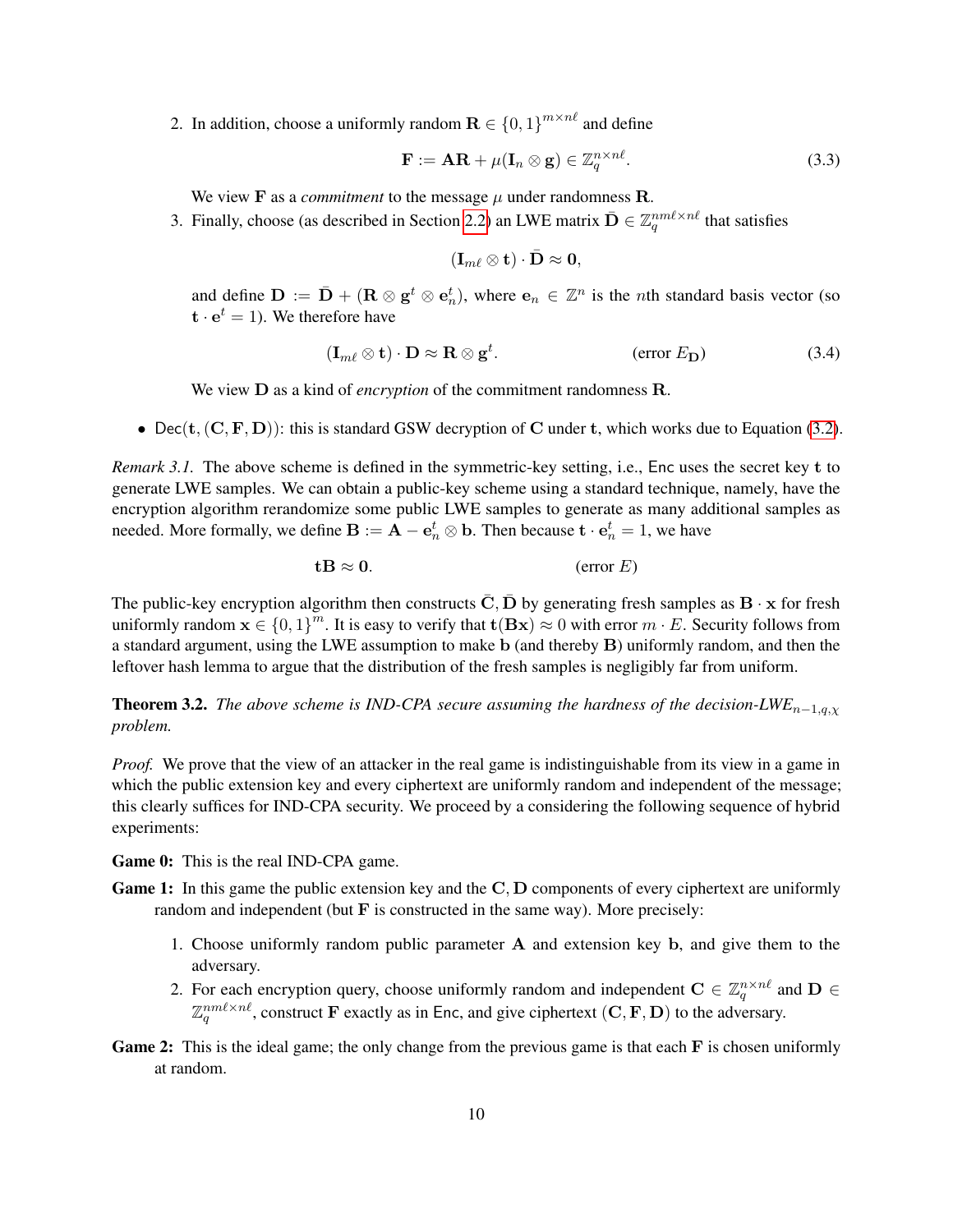2. In addition, choose a uniformly random $\mathbf{R} \in \{0,1\}^{m \times n\ell}$ and define

$$\mathbf{F} := \mathbf{A}\mathbf{R} + \mu(\mathbf{I}_n \otimes \mathbf{g}) \in \mathbb{Z}_q^{n \times n\ell}. \tag{3.3}$$

   We view $\mathbf{F}$ as a *commitment* to the message $\mu$ under randomness $\mathbf{R}$.

3. Finally, choose (as described in Section 2.2) an LWE matrix $\bar{\mathbf{D}} \in \mathbb{Z}_q^{nm\ell \times n\ell}$ that satisfies

$$(\mathbf{I}_{m\ell} \otimes \mathbf{t}) \cdot \bar{\mathbf{D}} \approx \mathbf{0},$$

   and define $\mathbf{D} := \bar{\mathbf{D}} + (\mathbf{R} \otimes \mathbf{g}^t \otimes \mathbf{e}_n^t)$, where $\mathbf{e}_n \in \mathbb{Z}^n$ is the $n$th standard basis vector (so $\mathbf{t} \cdot \mathbf{e}^t = 1$). We therefore have

$$(\mathbf{I}_{m\ell} \otimes \mathbf{t}) \cdot \mathbf{D} \approx \mathbf{R} \otimes \mathbf{g}^t. \qquad \text{(error } E_{\mathbf{D}}\text{)} \tag{3.4}$$

   We view $\mathbf{D}$ as a kind of *encryption* of the commitment randomness $\mathbf{R}$.

- $\mathsf{Dec}(\mathbf{t}, (\mathbf{C}, \mathbf{F}, \mathbf{D}))$: this is standard GSW decryption of $\mathbf{C}$ under $\mathbf{t}$, which works due to Equation (3.2).

*Remark 3.1.* The above scheme is defined in the symmetric-key setting, i.e., $\mathsf{Enc}$ uses the secret key $\mathbf{t}$ to generate LWE samples. We can obtain a public-key scheme using a standard technique, namely, have the encryption algorithm rerandomize some public LWE samples to generate as many additional samples as needed. More formally, we define $\mathbf{B} := \mathbf{A} - \mathbf{e}_n^t \otimes \mathbf{b}$. Then because $\mathbf{t} \cdot \mathbf{e}_n^t = 1$, we have

$$\mathbf{t}\mathbf{B} \approx \mathbf{0}. \qquad \text{(error } E\text{)}$$

The public-key encryption algorithm then constructs $\bar{\mathbf{C}}, \bar{\mathbf{D}}$ by generating fresh samples as $\mathbf{B} \cdot \mathbf{x}$ for fresh uniformly random $\mathbf{x} \in \{0,1\}^m$. It is easy to verify that $\mathbf{t}(\mathbf{B}\mathbf{x}) \approx 0$ with error $m \cdot E$. Security follows from a standard argument, using the LWE assumption to make $\mathbf{b}$ (and thereby $\mathbf{B}$) uniformly random, and then the leftover hash lemma to argue that the distribution of the fresh samples is negligibly far from uniform.

**Theorem 3.2.** *The above scheme is IND-CPA secure assuming the hardness of the decision-LWE$_{n-1,q,\chi}$ problem.*

*Proof.* We prove that the view of an attacker in the real game is indistinguishable from its view in a game in which the public extension key and every ciphertext are uniformly random and independent of the message; this clearly suffices for IND-CPA security. We proceed by a considering the following sequence of hybrid experiments:

**Game 0:** This is the real IND-CPA game.

**Game 1:** In this game the public extension key and the $\mathbf{C}, \mathbf{D}$ components of every ciphertext are uniformly random and independent (but $\mathbf{F}$ is constructed in the same way). More precisely:

1. Choose uniformly random public parameter $\mathbf{A}$ and extension key $\mathbf{b}$, and give them to the adversary.
2. For each encryption query, choose uniformly random and independent $\mathbf{C} \in \mathbb{Z}_q^{n \times n\ell}$ and $\mathbf{D} \in \mathbb{Z}_q^{nm\ell \times n\ell}$, construct $\mathbf{F}$ exactly as in $\mathsf{Enc}$, and give ciphertext $(\mathbf{C}, \mathbf{F}, \mathbf{D})$ to the adversary.

**Game 2:** This is the ideal game; the only change from the previous game is that each $\mathbf{F}$ is chosen uniformly at random.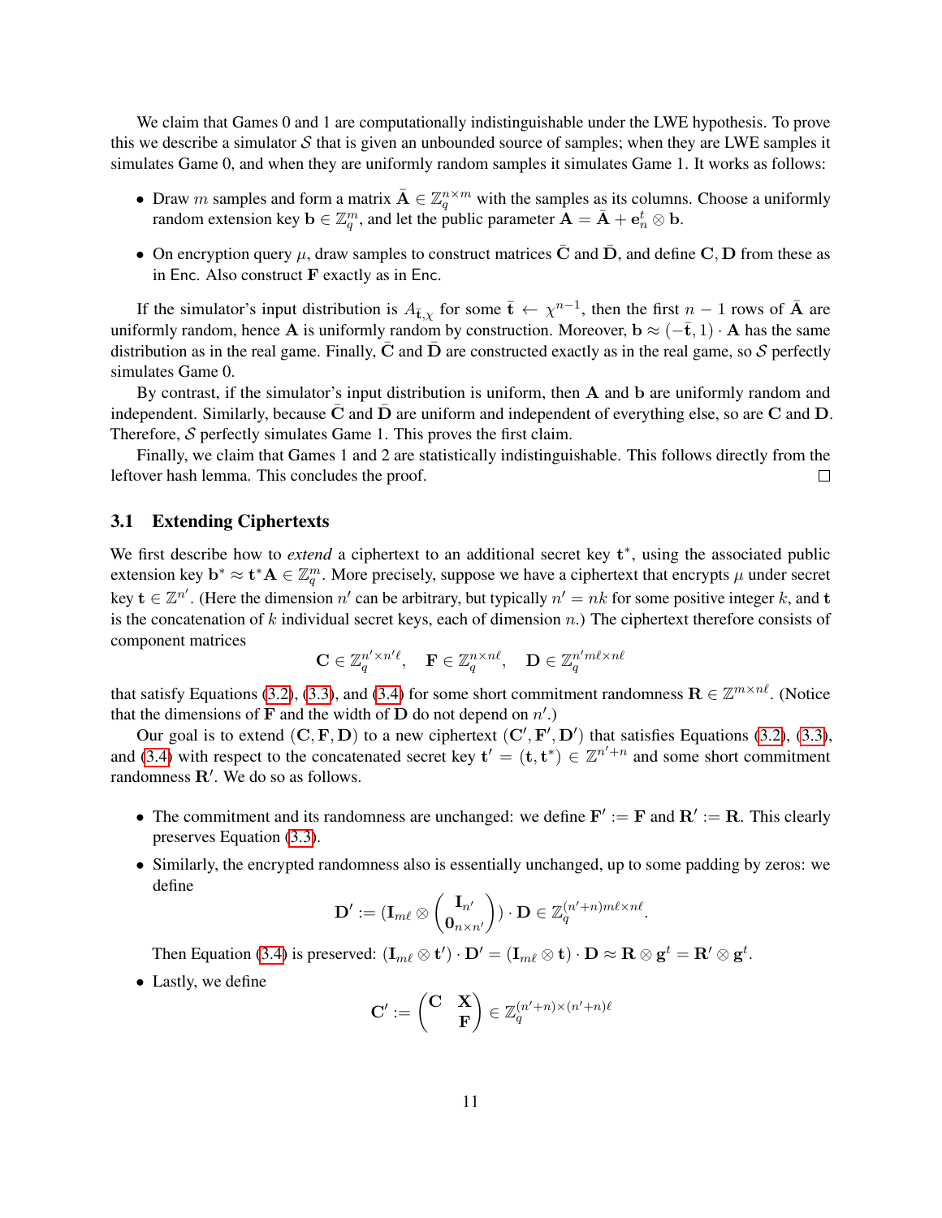We claim that Games 0 and 1 are computationally indistinguishable under the LWE hypothesis. To prove this we describe a simulator $\mathcal{S}$ that is given an unbounded source of samples; when they are LWE samples it simulates Game 0, and when they are uniformly random samples it simulates Game 1. It works as follows:

- Draw $m$ samples and form a matrix $\bar{\mathbf{A}} \in \mathbb{Z}_q^{n \times m}$ with the samples as its columns. Choose a uniformly random extension key $\mathbf{b} \in \mathbb{Z}_q^m$, and let the public parameter $\mathbf{A} = \bar{\mathbf{A}} + \mathbf{e}_n^t \otimes \mathbf{b}$.
- On encryption query $\mu$, draw samples to construct matrices $\bar{\mathbf{C}}$ and $\bar{\mathbf{D}}$, and define $\mathbf{C}, \mathbf{D}$ from these as in Enc. Also construct $\mathbf{F}$ exactly as in Enc.

If the simulator's input distribution is $A_{\bar{\mathbf{t}},\chi}$ for some $\bar{\mathbf{t}} \leftarrow \chi^{n-1}$, then the first $n-1$ rows of $\bar{\mathbf{A}}$ are uniformly random, hence $\mathbf{A}$ is uniformly random by construction. Moreover, $\mathbf{b} \approx (-\bar{\mathbf{t}}, 1) \cdot \mathbf{A}$ has the same distribution as in the real game. Finally, $\bar{\mathbf{C}}$ and $\bar{\mathbf{D}}$ are constructed exactly as in the real game, so $\mathcal{S}$ perfectly simulates Game 0.

By contrast, if the simulator's input distribution is uniform, then $\mathbf{A}$ and $\mathbf{b}$ are uniformly random and independent. Similarly, because $\bar{\mathbf{C}}$ and $\bar{\mathbf{D}}$ are uniform and independent of everything else, so are $\mathbf{C}$ and $\mathbf{D}$. Therefore, $\mathcal{S}$ perfectly simulates Game 1. This proves the first claim.

Finally, we claim that Games 1 and 2 are statistically indistinguishable. This follows directly from the leftover hash lemma. This concludes the proof. □

### 3.1 Extending Ciphertexts

We first describe how to *extend* a ciphertext to an additional secret key $\mathbf{t}^*$, using the associated public extension key $\mathbf{b}^* \approx \mathbf{t}^* \mathbf{A} \in \mathbb{Z}_q^m$. More precisely, suppose we have a ciphertext that encrypts $\mu$ under secret key $\mathbf{t} \in \mathbb{Z}^{n'}$. (Here the dimension $n'$ can be arbitrary, but typically $n' = nk$ for some positive integer $k$, and $\mathbf{t}$ is the concatenation of $k$ individual secret keys, each of dimension $n$.) The ciphertext therefore consists of component matrices

$$\mathbf{C} \in \mathbb{Z}_q^{n' \times n'\ell}, \quad \mathbf{F} \in \mathbb{Z}_q^{n \times n\ell}, \quad \mathbf{D} \in \mathbb{Z}_q^{n' m\ell \times n\ell}$$

that satisfy Equations (3.2), (3.3), and (3.4) for some short commitment randomness $\mathbf{R} \in \mathbb{Z}^{m \times n\ell}$. (Notice that the dimensions of $\mathbf{F}$ and the width of $\mathbf{D}$ do not depend on $n'$.)

Our goal is to extend $(\mathbf{C}, \mathbf{F}, \mathbf{D})$ to a new ciphertext $(\mathbf{C}', \mathbf{F}', \mathbf{D}')$ that satisfies Equations (3.2), (3.3), and (3.4) with respect to the concatenated secret key $\mathbf{t}' = (\mathbf{t}, \mathbf{t}^*) \in \mathbb{Z}^{n'+n}$ and some short commitment randomness $\mathbf{R}'$. We do so as follows.

- The commitment and its randomness are unchanged: we define $\mathbf{F}' := \mathbf{F}$ and $\mathbf{R}' := \mathbf{R}$. This clearly preserves Equation (3.3).
- Similarly, the encrypted randomness also is essentially unchanged, up to some padding by zeros: we define

$$\mathbf{D}' := (\mathbf{I}_{m\ell} \otimes \begin{pmatrix} \mathbf{I}_{n'} \\ \mathbf{0}_{n \times n'} \end{pmatrix}) \cdot \mathbf{D} \in \mathbb{Z}_q^{(n'+n)m\ell \times n\ell}.$$

  Then Equation (3.4) is preserved: $(\mathbf{I}_{m\ell} \otimes \mathbf{t}') \cdot \mathbf{D}' = (\mathbf{I}_{m\ell} \otimes \mathbf{t}) \cdot \mathbf{D} \approx \mathbf{R} \otimes \mathbf{g}^t = \mathbf{R}' \otimes \mathbf{g}^t$.
- Lastly, we define

$$\mathbf{C}' := \begin{pmatrix} \mathbf{C} & \mathbf{X} \\ & \mathbf{F} \end{pmatrix} \in \mathbb{Z}_q^{(n'+n) \times (n'+n)\ell}$$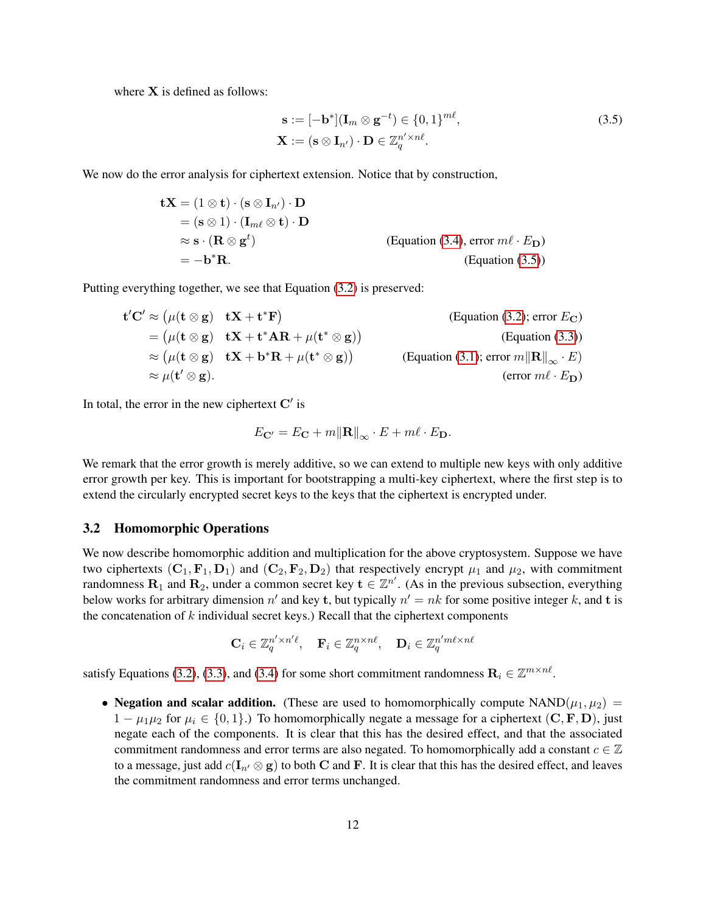where $\mathbf{X}$ is defined as follows:

$$
\begin{aligned}
\mathbf{s} &:= [-\mathbf{b}^*](\mathbf{I}_m \otimes \mathbf{g}^{-t}) \in \{0,1\}^{m\ell}, \\
\mathbf{X} &:= (\mathbf{s} \otimes \mathbf{I}_{n'}) \cdot \mathbf{D} \in \mathbb{Z}_q^{n' \times n\ell}.
\end{aligned}
\tag{3.5}
$$

We now do the error analysis for ciphertext extension. Notice that by construction,

$$
\begin{aligned}
\mathbf{tX} &= (1 \otimes \mathbf{t}) \cdot (\mathbf{s} \otimes \mathbf{I}_{n'}) \cdot \mathbf{D} \\
&= (\mathbf{s} \otimes 1) \cdot (\mathbf{I}_{m\ell} \otimes \mathbf{t}) \cdot \mathbf{D} \\
&\approx \mathbf{s} \cdot (\mathbf{R} \otimes \mathbf{g}^t) && \text{(Equation (3.4), error } m\ell \cdot E_{\mathbf{D}}) \\
&= -\mathbf{b}^* \mathbf{R}. && \text{(Equation (3.5))}
\end{aligned}
$$

Putting everything together, we see that Equation (3.2) is preserved:

$$
\begin{aligned}
\mathbf{t}'\mathbf{C}' &\approx \big(\mu(\mathbf{t} \otimes \mathbf{g}) \quad \mathbf{tX} + \mathbf{t}^*\mathbf{F}\big) && \text{(Equation (3.2); error } E_{\mathbf{C}}) \\
&= \big(\mu(\mathbf{t} \otimes \mathbf{g}) \quad \mathbf{tX} + \mathbf{t}^*\mathbf{AR} + \mu(\mathbf{t}^* \otimes \mathbf{g})\big) && \text{(Equation (3.3))} \\
&\approx \big(\mu(\mathbf{t} \otimes \mathbf{g}) \quad \mathbf{tX} + \mathbf{b}^*\mathbf{R} + \mu(\mathbf{t}^* \otimes \mathbf{g})\big) && \text{(Equation (3.1); error } m\|\mathbf{R}\|_\infty \cdot E) \\
&\approx \mu(\mathbf{t}' \otimes \mathbf{g}). && \text{(error } m\ell \cdot E_{\mathbf{D}})
\end{aligned}
$$

In total, the error in the new ciphertext $\mathbf{C}'$ is

$$
E_{\mathbf{C}'} = E_{\mathbf{C}} + m\|\mathbf{R}\|_\infty \cdot E + m\ell \cdot E_{\mathbf{D}}.
$$

We remark that the error growth is merely additive, so we can extend to multiple new keys with only additive error growth per key. This is important for bootstrapping a multi-key ciphertext, where the first step is to extend the circularly encrypted secret keys to the keys that the ciphertext is encrypted under.

### 3.2 Homomorphic Operations

We now describe homomorphic addition and multiplication for the above cryptosystem. Suppose we have two ciphertexts $(\mathbf{C}_1, \mathbf{F}_1, \mathbf{D}_1)$ and $(\mathbf{C}_2, \mathbf{F}_2, \mathbf{D}_2)$ that respectively encrypt $\mu_1$ and $\mu_2$, with commitment randomness $\mathbf{R}_1$ and $\mathbf{R}_2$, under a common secret key $\mathbf{t} \in \mathbb{Z}^{n'}$. (As in the previous subsection, everything below works for arbitrary dimension $n'$ and key $\mathbf{t}$, but typically $n' = nk$ for some positive integer $k$, and $\mathbf{t}$ is the concatenation of $k$ individual secret keys.) Recall that the ciphertext components

$$
\mathbf{C}_i \in \mathbb{Z}_q^{n' \times n'\ell}, \quad \mathbf{F}_i \in \mathbb{Z}_q^{n \times n\ell}, \quad \mathbf{D}_i \in \mathbb{Z}_q^{n' m\ell \times n\ell}
$$

satisfy Equations (3.2), (3.3), and (3.4) for some short commitment randomness $\mathbf{R}_i \in \mathbb{Z}^{m \times n\ell}$.

- **Negation and scalar addition.** (These are used to homomorphically compute $\text{NAND}(\mu_1, \mu_2) = 1 - \mu_1\mu_2$ for $\mu_i \in \{0,1\}$.) To homomorphically negate a message for a ciphertext $(\mathbf{C}, \mathbf{F}, \mathbf{D})$, just negate each of the components. It is clear that this has the desired effect, and that the associated commitment randomness and error terms are also negated. To homomorphically add a constant $c \in \mathbb{Z}$ to a message, just add $c(\mathbf{I}_{n'} \otimes \mathbf{g})$ to both $\mathbf{C}$ and $\mathbf{F}$. It is clear that this has the desired effect, and leaves the commitment randomness and error terms unchanged.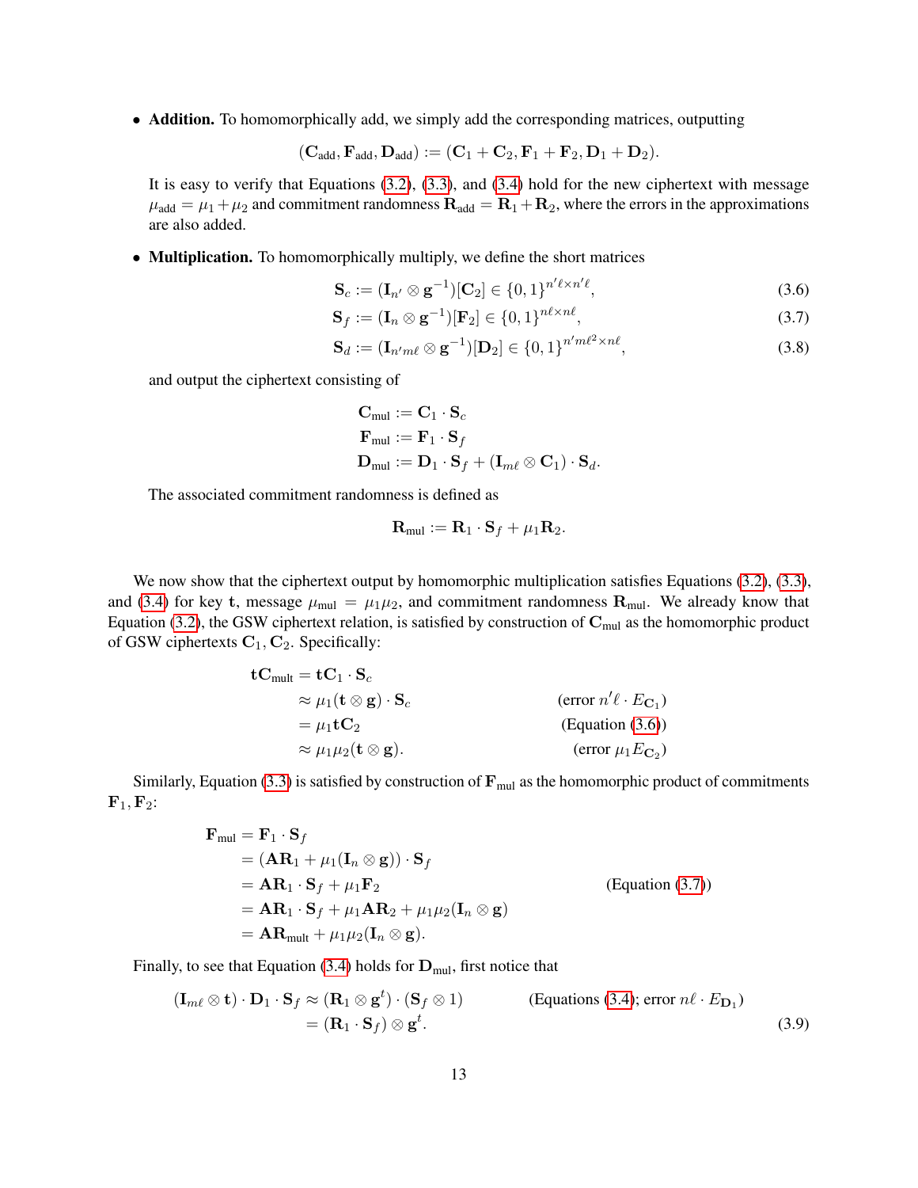- **Addition.** To homomorphically add, we simply add the corresponding matrices, outputting

$$(\mathbf{C}_{\mathrm{add}}, \mathbf{F}_{\mathrm{add}}, \mathbf{D}_{\mathrm{add}}) := (\mathbf{C}_1 + \mathbf{C}_2, \mathbf{F}_1 + \mathbf{F}_2, \mathbf{D}_1 + \mathbf{D}_2).$$

  It is easy to verify that Equations (3.2), (3.3), and (3.4) hold for the new ciphertext with message $\mu_{\mathrm{add}} = \mu_1 + \mu_2$ and commitment randomness $\mathbf{R}_{\mathrm{add}} = \mathbf{R}_1 + \mathbf{R}_2$, where the errors in the approximations are also added.

- **Multiplication.** To homomorphically multiply, we define the short matrices

$$\mathbf{S}_c := (\mathbf{I}_{n'} \otimes \mathbf{g}^{-1})[\mathbf{C}_2] \in \{0,1\}^{n'\ell \times n'\ell}, \tag{3.6}$$

$$\mathbf{S}_f := (\mathbf{I}_n \otimes \mathbf{g}^{-1})[\mathbf{F}_2] \in \{0,1\}^{n\ell \times n\ell}, \tag{3.7}$$

$$\mathbf{S}_d := (\mathbf{I}_{n'm\ell} \otimes \mathbf{g}^{-1})[\mathbf{D}_2] \in \{0,1\}^{n'm\ell^2 \times n\ell}, \tag{3.8}$$

  and output the ciphertext consisting of

$$\begin{aligned}
\mathbf{C}_{\mathrm{mul}} &:= \mathbf{C}_1 \cdot \mathbf{S}_c \\
\mathbf{F}_{\mathrm{mul}} &:= \mathbf{F}_1 \cdot \mathbf{S}_f \\
\mathbf{D}_{\mathrm{mul}} &:= \mathbf{D}_1 \cdot \mathbf{S}_f + (\mathbf{I}_{m\ell} \otimes \mathbf{C}_1) \cdot \mathbf{S}_d.
\end{aligned}$$

  The associated commitment randomness is defined as

$$\mathbf{R}_{\mathrm{mul}} := \mathbf{R}_1 \cdot \mathbf{S}_f + \mu_1 \mathbf{R}_2.$$

We now show that the ciphertext output by homomorphic multiplication satisfies Equations (3.2), (3.3), and (3.4) for key $\mathbf{t}$, message $\mu_{\mathrm{mul}} = \mu_1\mu_2$, and commitment randomness $\mathbf{R}_{\mathrm{mul}}$. We already know that Equation (3.2), the GSW ciphertext relation, is satisfied by construction of $\mathbf{C}_{\mathrm{mul}}$ as the homomorphic product of GSW ciphertexts $\mathbf{C}_1, \mathbf{C}_2$. Specifically:

$$\begin{aligned}
\mathbf{t}\mathbf{C}_{\mathrm{mult}} &= \mathbf{t}\mathbf{C}_1 \cdot \mathbf{S}_c \\
&\approx \mu_1(\mathbf{t} \otimes \mathbf{g}) \cdot \mathbf{S}_c && \text{(error } n'\ell \cdot E_{\mathbf{C}_1}\text{)} \\
&= \mu_1 \mathbf{t}\mathbf{C}_2 && \text{(Equation (3.6))} \\
&\approx \mu_1\mu_2(\mathbf{t} \otimes \mathbf{g}). && \text{(error } \mu_1 E_{\mathbf{C}_2}\text{)}
\end{aligned}$$

Similarly, Equation (3.3) is satisfied by construction of $\mathbf{F}_{\mathrm{mul}}$ as the homomorphic product of commitments $\mathbf{F}_1, \mathbf{F}_2$:

$$\begin{aligned}
\mathbf{F}_{\mathrm{mul}} &= \mathbf{F}_1 \cdot \mathbf{S}_f \\
&= (\mathbf{A}\mathbf{R}_1 + \mu_1(\mathbf{I}_n \otimes \mathbf{g})) \cdot \mathbf{S}_f \\
&= \mathbf{A}\mathbf{R}_1 \cdot \mathbf{S}_f + \mu_1 \mathbf{F}_2 && \text{(Equation (3.7))} \\
&= \mathbf{A}\mathbf{R}_1 \cdot \mathbf{S}_f + \mu_1 \mathbf{A}\mathbf{R}_2 + \mu_1\mu_2(\mathbf{I}_n \otimes \mathbf{g}) \\
&= \mathbf{A}\mathbf{R}_{\mathrm{mult}} + \mu_1\mu_2(\mathbf{I}_n \otimes \mathbf{g}).
\end{aligned}$$

Finally, to see that Equation (3.4) holds for $\mathbf{D}_{\mathrm{mul}}$, first notice that

$$\begin{aligned}
(\mathbf{I}_{m\ell} \otimes \mathbf{t}) \cdot \mathbf{D}_1 \cdot \mathbf{S}_f &\approx (\mathbf{R}_1 \otimes \mathbf{g}^t) \cdot (\mathbf{S}_f \otimes 1) && \text{(Equations (3.4); error } n\ell \cdot E_{\mathbf{D}_1}\text{)} \\
&= (\mathbf{R}_1 \cdot \mathbf{S}_f) \otimes \mathbf{g}^t.
\end{aligned} \tag{3.9}$$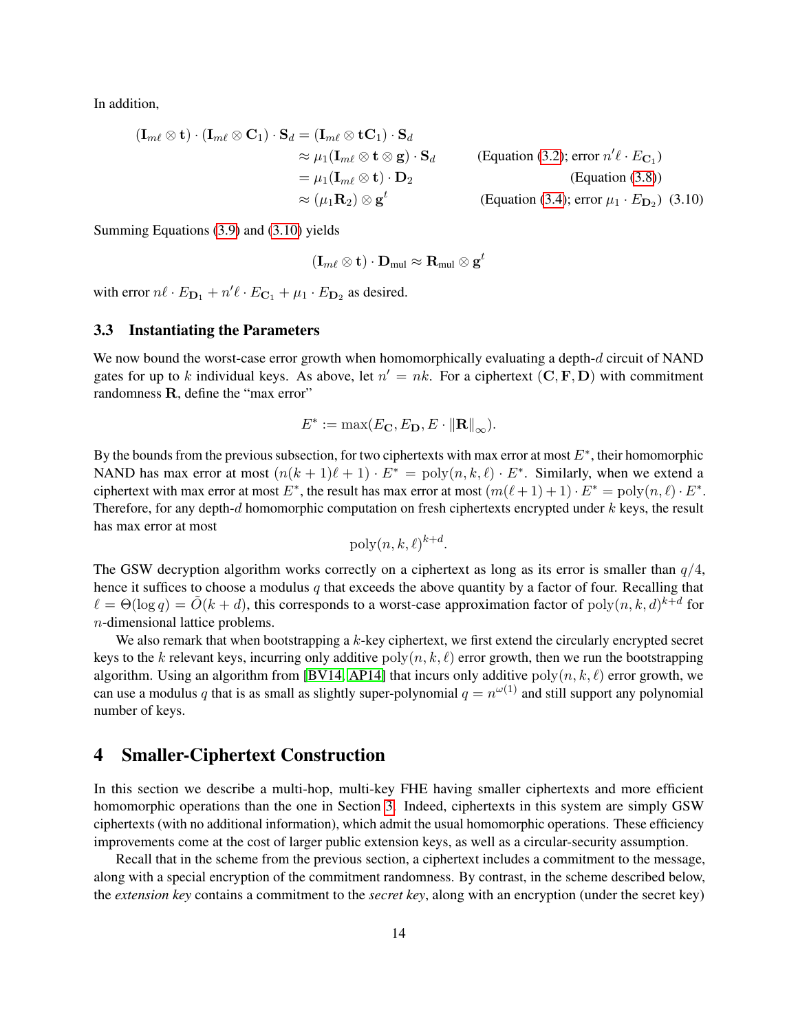In addition,

$$
\begin{aligned}
(\mathbf{I}_{m\ell} \otimes \mathbf{t}) \cdot (\mathbf{I}_{m\ell} \otimes \mathbf{C}_1) \cdot \mathbf{S}_d &= (\mathbf{I}_{m\ell} \otimes \mathbf{t}\mathbf{C}_1) \cdot \mathbf{S}_d \\
&\approx \mu_1 (\mathbf{I}_{m\ell} \otimes \mathbf{t} \otimes \mathbf{g}) \cdot \mathbf{S}_d && \text{(Equation (3.2); error } n'\ell \cdot E_{\mathbf{C}_1}) \\
&= \mu_1 (\mathbf{I}_{m\ell} \otimes \mathbf{t}) \cdot \mathbf{D}_2 && \text{(Equation (3.8))} \\
&\approx (\mu_1 \mathbf{R}_2) \otimes \mathbf{g}^t && \text{(Equation (3.4); error } \mu_1 \cdot E_{\mathbf{D}_2}) \quad (3.10)
\end{aligned}
$$

Summing Equations (3.9) and (3.10) yields

$$
(\mathbf{I}_{m\ell} \otimes \mathbf{t}) \cdot \mathbf{D}_{\text{mul}} \approx \mathbf{R}_{\text{mul}} \otimes \mathbf{g}^t
$$

with error $n\ell \cdot E_{\mathbf{D}_1} + n'\ell \cdot E_{\mathbf{C}_1} + \mu_1 \cdot E_{\mathbf{D}_2}$ as desired.

### 3.3 Instantiating the Parameters

We now bound the worst-case error growth when homomorphically evaluating a depth-$d$ circuit of NAND gates for up to $k$ individual keys. As above, let $n' = nk$. For a ciphertext $(\mathbf{C}, \mathbf{F}, \mathbf{D})$ with commitment randomness $\mathbf{R}$, define the "max error"

$$
E^* := \max(E_{\mathbf{C}}, E_{\mathbf{D}}, E \cdot \|\mathbf{R}\|_\infty).
$$

By the bounds from the previous subsection, for two ciphertexts with max error at most $E^*$, their homomorphic NAND has max error at most $(n(k+1)\ell + 1) \cdot E^* = \text{poly}(n, k, \ell) \cdot E^*$. Similarly, when we extend a ciphertext with max error at most $E^*$, the result has max error at most $(m(\ell+1)+1) \cdot E^* = \text{poly}(n, \ell) \cdot E^*$. Therefore, for any depth-$d$ homomorphic computation on fresh ciphertexts encrypted under $k$ keys, the result has max error at most

$$
\text{poly}(n, k, \ell)^{k+d}.
$$

The GSW decryption algorithm works correctly on a ciphertext as long as its error is smaller than $q/4$, hence it suffices to choose a modulus $q$ that exceeds the above quantity by a factor of four. Recalling that $\ell = \Theta(\log q) = \tilde{O}(k + d)$, this corresponds to a worst-case approximation factor of $\text{poly}(n, k, d)^{k+d}$ for $n$-dimensional lattice problems.

We also remark that when bootstrapping a $k$-key ciphertext, we first extend the circularly encrypted secret keys to the $k$ relevant keys, incurring only additive $\text{poly}(n, k, \ell)$ error growth, then we run the bootstrapping algorithm. Using an algorithm from [BV14, AP14] that incurs only additive $\text{poly}(n, k, \ell)$ error growth, we can use a modulus $q$ that is as small as slightly super-polynomial $q = n^{\omega(1)}$ and still support any polynomial number of keys.

## 4 Smaller-Ciphertext Construction

In this section we describe a multi-hop, multi-key FHE having smaller ciphertexts and more efficient homomorphic operations than the one in Section 3. Indeed, ciphertexts in this system are simply GSW ciphertexts (with no additional information), which admit the usual homomorphic operations. These efficiency improvements come at the cost of larger public extension keys, as well as a circular-security assumption.

Recall that in the scheme from the previous section, a ciphertext includes a commitment to the message, along with a special encryption of the commitment randomness. By contrast, in the scheme described below, the *extension key* contains a commitment to the *secret key*, along with an encryption (under the secret key)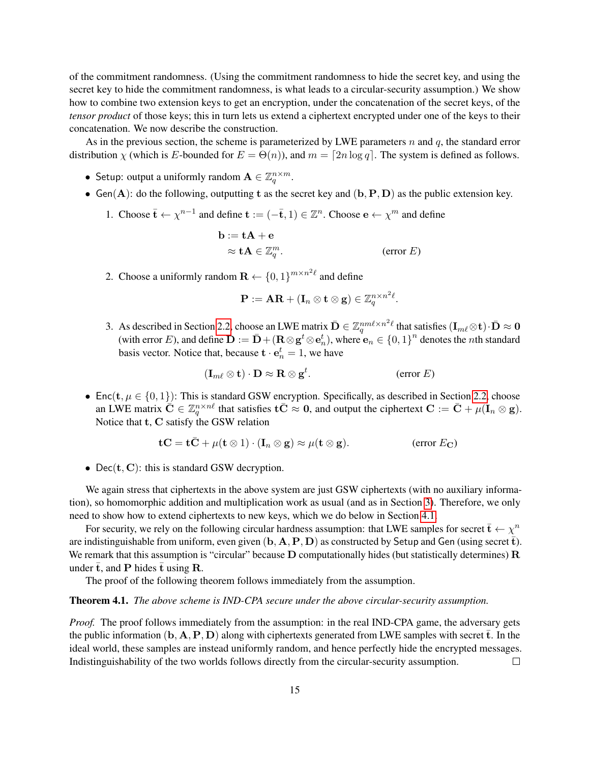of the commitment randomness. (Using the commitment randomness to hide the secret key, and using the secret key to hide the commitment randomness, is what leads to a circular-security assumption.) We show how to combine two extension keys to get an encryption, under the concatenation of the secret keys, of the *tensor product* of those keys; this in turn lets us extend a ciphertext encrypted under one of the keys to their concatenation. We now describe the construction.

As in the previous section, the scheme is parameterized by LWE parameters $n$ and $q$, the standard error distribution $\chi$ (which is $E$-bounded for $E = \Theta(n)$), and $m = \lceil 2n \log q \rceil$. The system is defined as follows.

- Setup: output a uniformly random $\mathbf{A} \in \mathbb{Z}_q^{n \times m}$.
- Gen($\mathbf{A}$): do the following, outputting $\mathbf{t}$ as the secret key and $(\mathbf{b}, \mathbf{P}, \mathbf{D})$ as the public extension key.
  1. Choose $\bar{\mathbf{t}} \leftarrow \chi^{n-1}$ and define $\mathbf{t} := (-\bar{\mathbf{t}}, 1) \in \mathbb{Z}^n$. Choose $\mathbf{e} \leftarrow \chi^m$ and define
  $$\begin{aligned} \mathbf{b} &:= \mathbf{t}\mathbf{A} + \mathbf{e} \\ &\approx \mathbf{t}\mathbf{A} \in \mathbb{Z}_q^m. \qquad \text{(error } E) \end{aligned}$$
  2. Choose a uniformly random $\mathbf{R} \leftarrow \{0,1\}^{m \times n^2 \ell}$ and define
  $$\mathbf{P} := \mathbf{A}\mathbf{R} + (\mathbf{I}_n \otimes \mathbf{t} \otimes \mathbf{g}) \in \mathbb{Z}_q^{n \times n^2 \ell}.$$
  3. As described in Section 2.2, choose an LWE matrix $\bar{\mathbf{D}} \in \mathbb{Z}_q^{nm\ell \times n^2 \ell}$ that satisfies $(\mathbf{I}_{m\ell} \otimes \mathbf{t}) \cdot \bar{\mathbf{D}} \approx \mathbf{0}$ (with error $E$), and define $\mathbf{D} := \bar{\mathbf{D}} + (\mathbf{R} \otimes \mathbf{g}^t \otimes \mathbf{e}_n^t)$, where $\mathbf{e}_n \in \{0,1\}^n$ denotes the $n$th standard basis vector. Notice that, because $\mathbf{t} \cdot \mathbf{e}_n^t = 1$, we have
  $$(\mathbf{I}_{m\ell} \otimes \mathbf{t}) \cdot \mathbf{D} \approx \mathbf{R} \otimes \mathbf{g}^t. \qquad \text{(error } E)$$
- Enc($\mathbf{t}, \mu \in \{0,1\}$): This is standard GSW encryption. Specifically, as described in Section 2.2, choose an LWE matrix $\bar{\mathbf{C}} \in \mathbb{Z}_q^{n \times n\ell}$ that satisfies $\mathbf{t}\bar{\mathbf{C}} \approx \mathbf{0}$, and output the ciphertext $\mathbf{C} := \bar{\mathbf{C}} + \mu(\mathbf{I}_n \otimes \mathbf{g})$. Notice that $\mathbf{t}, \mathbf{C}$ satisfy the GSW relation
$$\mathbf{t}\mathbf{C} = \mathbf{t}\bar{\mathbf{C}} + \mu(\mathbf{t} \otimes 1) \cdot (\mathbf{I}_n \otimes \mathbf{g}) \approx \mu(\mathbf{t} \otimes \mathbf{g}). \qquad \text{(error } E_{\mathbf{C}})$$
- Dec($\mathbf{t}, \mathbf{C}$): this is standard GSW decryption.

We again stress that ciphertexts in the above system are just GSW ciphertexts (with no auxiliary information), so homomorphic addition and multiplication work as usual (and as in Section 3). Therefore, we only need to show how to extend ciphertexts to new keys, which we do below in Section 4.1.

For security, we rely on the following circular hardness assumption: that LWE samples for secret $\bar{\mathbf{t}} \leftarrow \chi^n$ are indistinguishable from uniform, even given $(\mathbf{b}, \mathbf{A}, \mathbf{P}, \mathbf{D})$ as constructed by Setup and Gen (using secret $\bar{\mathbf{t}}$). We remark that this assumption is "circular" because $\mathbf{D}$ computationally hides (but statistically determines) $\mathbf{R}$ under $\bar{\mathbf{t}}$, and $\mathbf{P}$ hides $\bar{\mathbf{t}}$ using $\mathbf{R}$.

The proof of the following theorem follows immediately from the assumption.

**Theorem 4.1.** *The above scheme is IND-CPA secure under the above circular-security assumption.*

*Proof.* The proof follows immediately from the assumption: in the real IND-CPA game, the adversary gets the public information $(\mathbf{b}, \mathbf{A}, \mathbf{P}, \mathbf{D})$ along with ciphertexts generated from LWE samples with secret $\bar{\mathbf{t}}$. In the ideal world, these samples are instead uniformly random, and hence perfectly hide the encrypted messages. Indistinguishability of the two worlds follows directly from the circular-security assumption. □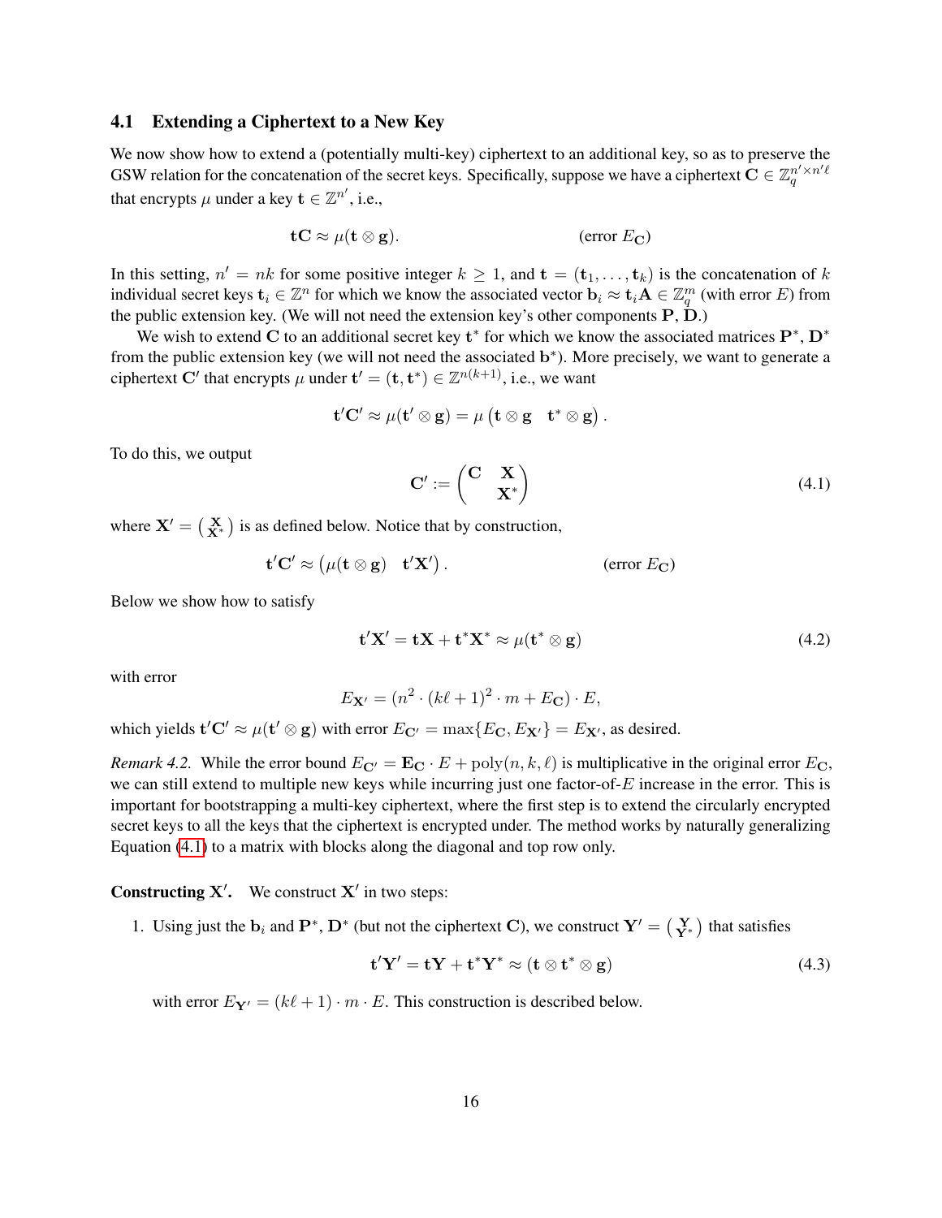### 4.1 Extending a Ciphertext to a New Key

We now show how to extend a (potentially multi-key) ciphertext to an additional key, so as to preserve the GSW relation for the concatenation of the secret keys. Specifically, suppose we have a ciphertext $\mathbf{C} \in \mathbb{Z}_q^{n' \times n'\ell}$ that encrypts $\mu$ under a key $\mathbf{t} \in \mathbb{Z}^{n'}$, i.e.,

$$\mathbf{tC} \approx \mu(\mathbf{t} \otimes \mathbf{g}). \qquad \text{(error } E_{\mathbf{C}}\text{)}$$

In this setting, $n' = nk$ for some positive integer $k \geq 1$, and $\mathbf{t} = (\mathbf{t}_1, \ldots, \mathbf{t}_k)$ is the concatenation of $k$ individual secret keys $\mathbf{t}_i \in \mathbb{Z}^n$ for which we know the associated vector $\mathbf{b}_i \approx \mathbf{t}_i \mathbf{A} \in \mathbb{Z}_q^m$ (with error $E$) from the public extension key. (We will not need the extension key's other components $\mathbf{P}, \mathbf{D}$.)

We wish to extend $\mathbf{C}$ to an additional secret key $\mathbf{t}^*$ for which we know the associated matrices $\mathbf{P}^*, \mathbf{D}^*$ from the public extension key (we will not need the associated $\mathbf{b}^*$). More precisely, we want to generate a ciphertext $\mathbf{C}'$ that encrypts $\mu$ under $\mathbf{t}' = (\mathbf{t}, \mathbf{t}^*) \in \mathbb{Z}^{n(k+1)}$, i.e., we want

$$\mathbf{t}'\mathbf{C}' \approx \mu(\mathbf{t}' \otimes \mathbf{g}) = \mu \begin{pmatrix} \mathbf{t} \otimes \mathbf{g} & \mathbf{t}^* \otimes \mathbf{g} \end{pmatrix}.$$

To do this, we output

$$\mathbf{C}' := \begin{pmatrix} \mathbf{C} & \mathbf{X} \\ & \mathbf{X}^* \end{pmatrix} \tag{4.1}$$

where $\mathbf{X}' = \left( \begin{smallmatrix} \mathbf{X} \\ \mathbf{X}^* \end{smallmatrix} \right)$ is as defined below. Notice that by construction,

$$\mathbf{t}'\mathbf{C}' \approx \begin{pmatrix} \mu(\mathbf{t} \otimes \mathbf{g}) & \mathbf{t}'\mathbf{X}' \end{pmatrix}. \qquad \text{(error } E_{\mathbf{C}}\text{)}$$

Below we show how to satisfy

$$\mathbf{t}'\mathbf{X}' = \mathbf{tX} + \mathbf{t}^*\mathbf{X}^* \approx \mu(\mathbf{t}^* \otimes \mathbf{g}) \tag{4.2}$$

with error

$$E_{\mathbf{X}'} = (n^2 \cdot (k\ell + 1)^2 \cdot m + E_{\mathbf{C}}) \cdot E,$$

which yields $\mathbf{t}'\mathbf{C}' \approx \mu(\mathbf{t}' \otimes \mathbf{g})$ with error $E_{\mathbf{C}'} = \max\{E_{\mathbf{C}}, E_{\mathbf{X}'}\} = E_{\mathbf{X}'}$, as desired.

*Remark 4.2.* While the error bound $E_{\mathbf{C}'} = \mathbf{E}_{\mathbf{C}} \cdot E + \mathrm{poly}(n, k, \ell)$ is multiplicative in the original error $E_{\mathbf{C}}$, we can still extend to multiple new keys while incurring just one factor-of-$E$ increase in the error. This is important for bootstrapping a multi-key ciphertext, where the first step is to extend the circularly encrypted secret keys to all the keys that the ciphertext is encrypted under. The method works by naturally generalizing Equation (4.1) to a matrix with blocks along the diagonal and top row only.

**Constructing $\mathbf{X}'$.** We construct $\mathbf{X}'$ in two steps:

1. Using just the $\mathbf{b}_i$ and $\mathbf{P}^*, \mathbf{D}^*$ (but not the ciphertext $\mathbf{C}$), we construct $\mathbf{Y}' = \left( \begin{smallmatrix} \mathbf{Y} \\ \mathbf{Y}^* \end{smallmatrix} \right)$ that satisfies

$$\mathbf{t}'\mathbf{Y}' = \mathbf{tY} + \mathbf{t}^*\mathbf{Y}^* \approx (\mathbf{t} \otimes \mathbf{t}^* \otimes \mathbf{g}) \tag{4.3}$$

   with error $E_{\mathbf{Y}'} = (k\ell + 1) \cdot m \cdot E$. This construction is described below.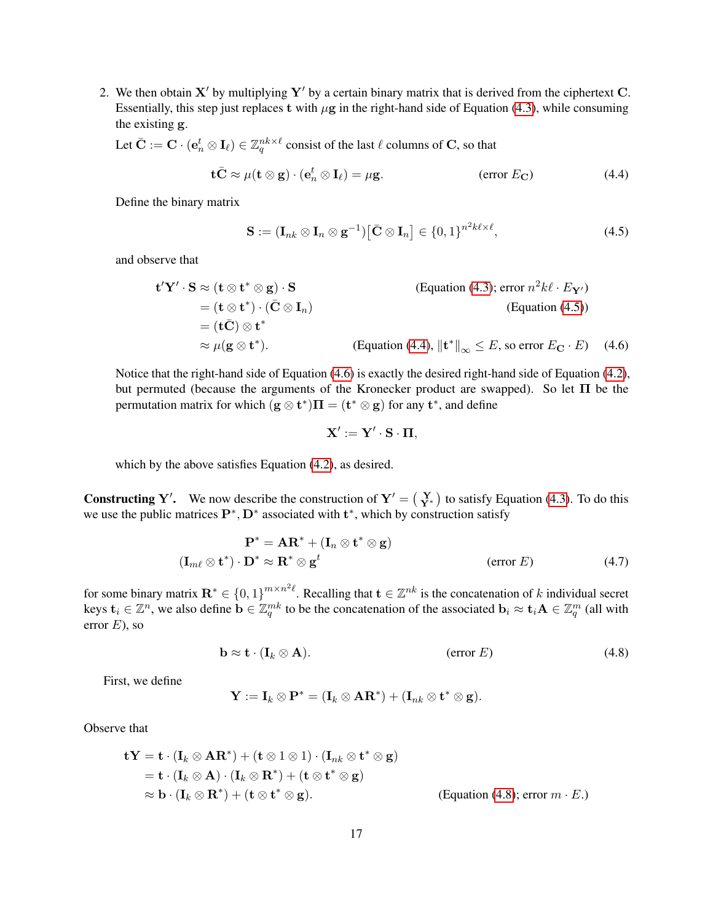2. We then obtain $\mathbf{X}'$ by multiplying $\mathbf{Y}'$ by a certain binary matrix that is derived from the ciphertext $\mathbf{C}$. Essentially, this step just replaces $\mathbf{t}$ with $\mu\mathbf{g}$ in the right-hand side of Equation (4.3), while consuming the existing $\mathbf{g}$.

   Let $\bar{\mathbf{C}} := \mathbf{C} \cdot (\mathbf{e}_n^t \otimes \mathbf{I}_\ell) \in \mathbb{Z}_q^{nk \times \ell}$ consist of the last $\ell$ columns of $\mathbf{C}$, so that

$$\mathbf{t}\bar{\mathbf{C}} \approx \mu(\mathbf{t} \otimes \mathbf{g}) \cdot (\mathbf{e}_n^t \otimes \mathbf{I}_\ell) = \mu\mathbf{g}. \qquad \text{(error } E_{\mathbf{C}}) \tag{4.4}$$

   Define the binary matrix

$$\mathbf{S} := (\mathbf{I}_{nk} \otimes \mathbf{I}_n \otimes \mathbf{g}^{-1})\big[\bar{\mathbf{C}} \otimes \mathbf{I}_n\big] \in \{0,1\}^{n^2k\ell \times \ell}, \tag{4.5}$$

   and observe that

$$\begin{aligned}
\mathbf{t}'\mathbf{Y}' \cdot \mathbf{S} &\approx (\mathbf{t} \otimes \mathbf{t}^* \otimes \mathbf{g}) \cdot \mathbf{S} && \text{(Equation (4.3); error } n^2k\ell \cdot E_{\mathbf{Y}'}) \\
&= (\mathbf{t} \otimes \mathbf{t}^*) \cdot (\bar{\mathbf{C}} \otimes \mathbf{I}_n) && \text{(Equation (4.5))} \\
&= (\mathbf{t}\bar{\mathbf{C}}) \otimes \mathbf{t}^* \\
&\approx \mu(\mathbf{g} \otimes \mathbf{t}^*). && \text{(Equation (4.4), } \|\mathbf{t}^*\|_\infty \le E, \text{ so error } E_{\mathbf{C}} \cdot E)
\end{aligned} \tag{4.6}$$

   Notice that the right-hand side of Equation (4.6) is exactly the desired right-hand side of Equation (4.2), but permuted (because the arguments of the Kronecker product are swapped). So let $\mathbf{\Pi}$ be the permutation matrix for which $(\mathbf{g} \otimes \mathbf{t}^*)\mathbf{\Pi} = (\mathbf{t}^* \otimes \mathbf{g})$ for any $\mathbf{t}^*$, and define

$$\mathbf{X}' := \mathbf{Y}' \cdot \mathbf{S} \cdot \mathbf{\Pi},$$

   which by the above satisfies Equation (4.2), as desired.

**Constructing $\mathbf{Y}'$.** We now describe the construction of $\mathbf{Y}' = \binom{\mathbf{Y}}{\mathbf{Y}^*}$ to satisfy Equation (4.3). To do this we use the public matrices $\mathbf{P}^*, \mathbf{D}^*$ associated with $\mathbf{t}^*$, which by construction satisfy

$$\begin{aligned}
\mathbf{P}^* &= \mathbf{A}\mathbf{R}^* + (\mathbf{I}_n \otimes \mathbf{t}^* \otimes \mathbf{g}) \\
(\mathbf{I}_{m\ell} \otimes \mathbf{t}^*) \cdot \mathbf{D}^* &\approx \mathbf{R}^* \otimes \mathbf{g}^t && \text{(error } E)
\end{aligned} \tag{4.7}$$

for some binary matrix $\mathbf{R}^* \in \{0,1\}^{m \times n^2\ell}$. Recalling that $\mathbf{t} \in \mathbb{Z}^{nk}$ is the concatenation of $k$ individual secret keys $\mathbf{t}_i \in \mathbb{Z}^n$, we also define $\mathbf{b} \in \mathbb{Z}_q^{mk}$ to be the concatenation of the associated $\mathbf{b}_i \approx \mathbf{t}_i\mathbf{A} \in \mathbb{Z}_q^m$ (all with error $E$), so

$$\mathbf{b} \approx \mathbf{t} \cdot (\mathbf{I}_k \otimes \mathbf{A}). \qquad \text{(error } E) \tag{4.8}$$

First, we define

$$\mathbf{Y} := \mathbf{I}_k \otimes \mathbf{P}^* = (\mathbf{I}_k \otimes \mathbf{A}\mathbf{R}^*) + (\mathbf{I}_{nk} \otimes \mathbf{t}^* \otimes \mathbf{g}).$$

Observe that

$$\begin{aligned}
\mathbf{t}\mathbf{Y} &= \mathbf{t} \cdot (\mathbf{I}_k \otimes \mathbf{A}\mathbf{R}^*) + (\mathbf{t} \otimes 1 \otimes 1) \cdot (\mathbf{I}_{nk} \otimes \mathbf{t}^* \otimes \mathbf{g}) \\
&= \mathbf{t} \cdot (\mathbf{I}_k \otimes \mathbf{A}) \cdot (\mathbf{I}_k \otimes \mathbf{R}^*) + (\mathbf{t} \otimes \mathbf{t}^* \otimes \mathbf{g}) \\
&\approx \mathbf{b} \cdot (\mathbf{I}_k \otimes \mathbf{R}^*) + (\mathbf{t} \otimes \mathbf{t}^* \otimes \mathbf{g}). && \text{(Equation (4.8); error } m \cdot E.)
\end{aligned}$$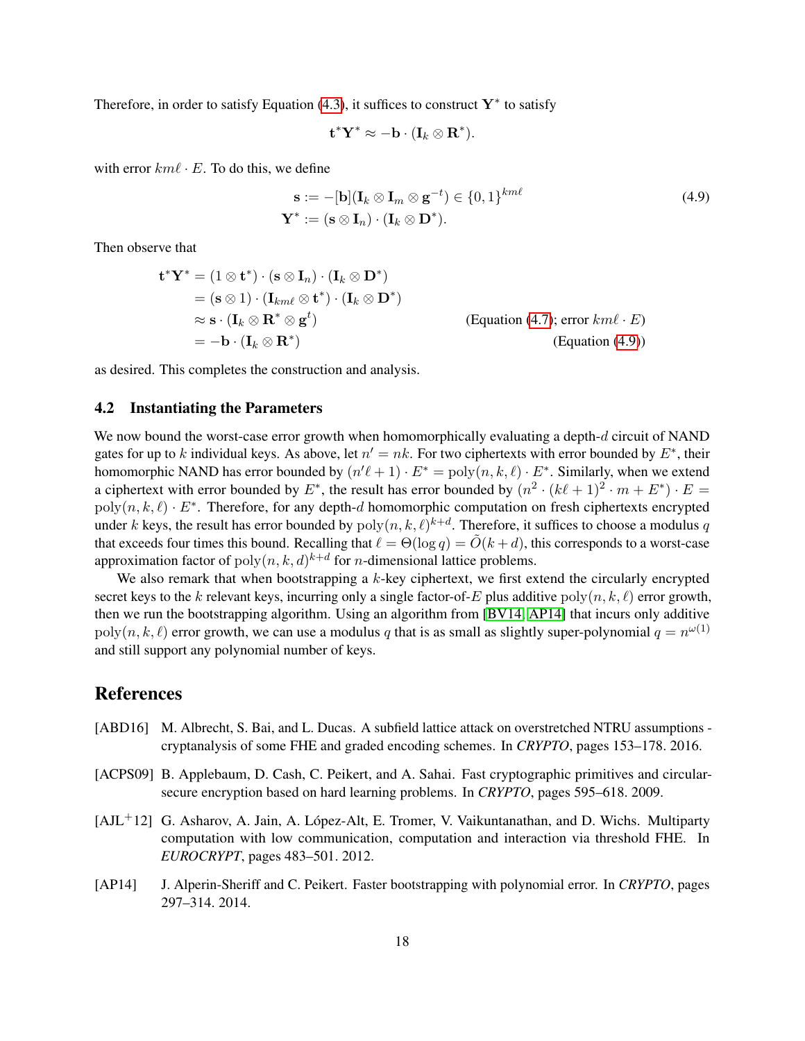Therefore, in order to satisfy Equation (4.3), it suffices to construct $\mathbf{Y}^*$ to satisfy

$$\mathbf{t}^*\mathbf{Y}^* \approx -\mathbf{b} \cdot (\mathbf{I}_k \otimes \mathbf{R}^*).$$

with error $km\ell \cdot E$. To do this, we define

$$\begin{aligned} \mathbf{s} &:= -[\mathbf{b}](\mathbf{I}_k \otimes \mathbf{I}_m \otimes \mathbf{g}^{-t}) \in \{0,1\}^{km\ell} \\ \mathbf{Y}^* &:= (\mathbf{s} \otimes \mathbf{I}_n) \cdot (\mathbf{I}_k \otimes \mathbf{D}^*). \end{aligned} \tag{4.9}$$

Then observe that

$$\begin{aligned} \mathbf{t}^*\mathbf{Y}^* &= (1 \otimes \mathbf{t}^*) \cdot (\mathbf{s} \otimes \mathbf{I}_n) \cdot (\mathbf{I}_k \otimes \mathbf{D}^*) \\ &= (\mathbf{s} \otimes 1) \cdot (\mathbf{I}_{km\ell} \otimes \mathbf{t}^*) \cdot (\mathbf{I}_k \otimes \mathbf{D}^*) \\ &\approx \mathbf{s} \cdot (\mathbf{I}_k \otimes \mathbf{R}^* \otimes \mathbf{g}^t) && \text{(Equation (4.7); error } km\ell \cdot E) \\ &= -\mathbf{b} \cdot (\mathbf{I}_k \otimes \mathbf{R}^*) && \text{(Equation (4.9))} \end{aligned}$$

as desired. This completes the construction and analysis.

## 4.2 Instantiating the Parameters

We now bound the worst-case error growth when homomorphically evaluating a depth-$d$ circuit of NAND gates for up to $k$ individual keys. As above, let $n' = nk$. For two ciphertexts with error bounded by $E^*$, their homomorphic NAND has error bounded by $(n'\ell + 1) \cdot E^* = \mathrm{poly}(n, k, \ell) \cdot E^*$. Similarly, when we extend a ciphertext with error bounded by $E^*$, the result has error bounded by $(n^2 \cdot (k\ell + 1)^2 \cdot m + E^*) \cdot E = \mathrm{poly}(n, k, \ell) \cdot E^*$. Therefore, for any depth-$d$ homomorphic computation on fresh ciphertexts encrypted under $k$ keys, the result has error bounded by $\mathrm{poly}(n, k, \ell)^{k+d}$. Therefore, it suffices to choose a modulus $q$ that exceeds four times this bound. Recalling that $\ell = \Theta(\log q) = \tilde{O}(k + d)$, this corresponds to a worst-case approximation factor of $\mathrm{poly}(n, k, d)^{k+d}$ for $n$-dimensional lattice problems.

We also remark that when bootstrapping a $k$-key ciphertext, we first extend the circularly encrypted secret keys to the $k$ relevant keys, incurring only a single factor-of-$E$ plus additive $\mathrm{poly}(n, k, \ell)$ error growth, then we run the bootstrapping algorithm. Using an algorithm from [BV14, AP14] that incurs only additive $\mathrm{poly}(n, k, \ell)$ error growth, we can use a modulus $q$ that is as small as slightly super-polynomial $q = n^{\omega(1)}$ and still support any polynomial number of keys.

# References

[ABD16] M. Albrecht, S. Bai, and L. Ducas. A subfield lattice attack on overstretched NTRU assumptions - cryptanalysis of some FHE and graded encoding schemes. In *CRYPTO*, pages 153–178. 2016.

[ACPS09] B. Applebaum, D. Cash, C. Peikert, and A. Sahai. Fast cryptographic primitives and circular-secure encryption based on hard learning problems. In *CRYPTO*, pages 595–618. 2009.

[AJL+12] G. Asharov, A. Jain, A. López-Alt, E. Tromer, V. Vaikuntanathan, and D. Wichs. Multiparty computation with low communication, computation and interaction via threshold FHE. In *EUROCRYPT*, pages 483–501. 2012.

[AP14] J. Alperin-Sheriff and C. Peikert. Faster bootstrapping with polynomial error. In *CRYPTO*, pages 297–314. 2014.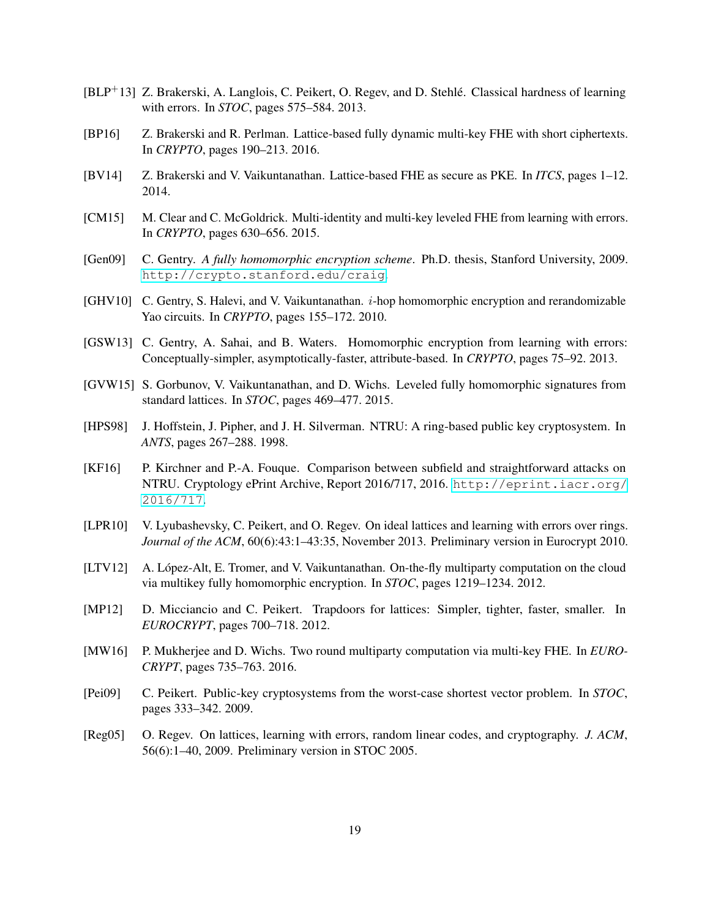[BLP$^+$13] Z. Brakerski, A. Langlois, C. Peikert, O. Regev, and D. Stehlé. Classical hardness of learning with errors. In *STOC*, pages 575–584. 2013.

[BP16] Z. Brakerski and R. Perlman. Lattice-based fully dynamic multi-key FHE with short ciphertexts. In *CRYPTO*, pages 190–213. 2016.

[BV14] Z. Brakerski and V. Vaikuntanathan. Lattice-based FHE as secure as PKE. In *ITCS*, pages 1–12. 2014.

[CM15] M. Clear and C. McGoldrick. Multi-identity and multi-key leveled FHE from learning with errors. In *CRYPTO*, pages 630–656. 2015.

[Gen09] C. Gentry. *A fully homomorphic encryption scheme*. Ph.D. thesis, Stanford University, 2009. http://crypto.stanford.edu/craig.

[GHV10] C. Gentry, S. Halevi, and V. Vaikuntanathan. $i$-hop homomorphic encryption and rerandomizable Yao circuits. In *CRYPTO*, pages 155–172. 2010.

[GSW13] C. Gentry, A. Sahai, and B. Waters. Homomorphic encryption from learning with errors: Conceptually-simpler, asymptotically-faster, attribute-based. In *CRYPTO*, pages 75–92. 2013.

[GVW15] S. Gorbunov, V. Vaikuntanathan, and D. Wichs. Leveled fully homomorphic signatures from standard lattices. In *STOC*, pages 469–477. 2015.

[HPS98] J. Hoffstein, J. Pipher, and J. H. Silverman. NTRU: A ring-based public key cryptosystem. In *ANTS*, pages 267–288. 1998.

[KF16] P. Kirchner and P.-A. Fouque. Comparison between subfield and straightforward attacks on NTRU. Cryptology ePrint Archive, Report 2016/717, 2016. http://eprint.iacr.org/2016/717.

[LPR10] V. Lyubashevsky, C. Peikert, and O. Regev. On ideal lattices and learning with errors over rings. *Journal of the ACM*, 60(6):43:1–43:35, November 2013. Preliminary version in Eurocrypt 2010.

[LTV12] A. López-Alt, E. Tromer, and V. Vaikuntanathan. On-the-fly multiparty computation on the cloud via multikey fully homomorphic encryption. In *STOC*, pages 1219–1234. 2012.

[MP12] D. Micciancio and C. Peikert. Trapdoors for lattices: Simpler, tighter, faster, smaller. In *EUROCRYPT*, pages 700–718. 2012.

[MW16] P. Mukherjee and D. Wichs. Two round multiparty computation via multi-key FHE. In *EUROCRYPT*, pages 735–763. 2016.

[Pei09] C. Peikert. Public-key cryptosystems from the worst-case shortest vector problem. In *STOC*, pages 333–342. 2009.

[Reg05] O. Regev. On lattices, learning with errors, random linear codes, and cryptography. *J. ACM*, 56(6):1–40, 2009. Preliminary version in STOC 2005.